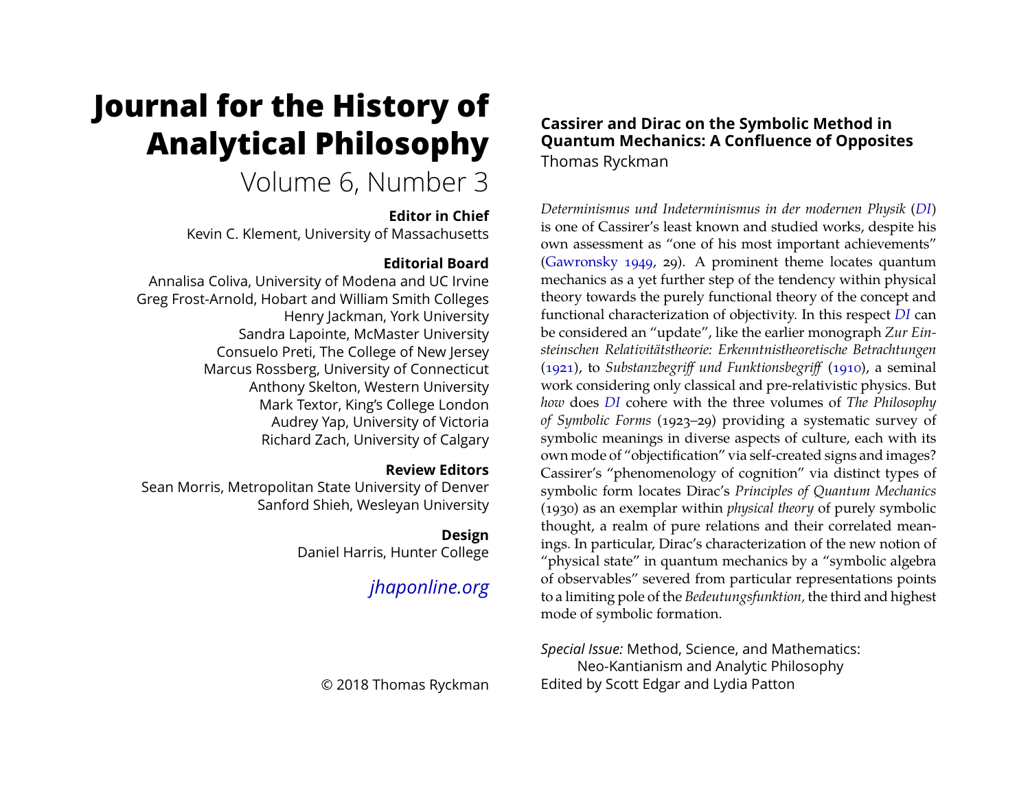# Journal for the History of Analytical Philosophy

Volume 6, Number 3

**Editor in Chief**
Kevin C. Klement, University of Massachusetts

**Editorial Board**
Annalisa Coliva, University of Modena and UC Irvine
Greg Frost-Arnold, Hobart and William Smith Colleges
Henry Jackman, York University
Sandra Lapointe, McMaster University
Consuelo Preti, The College of New Jersey
Marcus Rossberg, University of Connecticut
Anthony Skelton, Western University
Mark Textor, King's College London
Audrey Yap, University of Victoria
Richard Zach, University of Calgary

**Review Editors**
Sean Morris, Metropolitan State University of Denver
Sanford Shieh, Wesleyan University

**Design**
Daniel Harris, Hunter College

*jhaponline.org*

© 2018 Thomas Ryckman

## Cassirer and Dirac on the Symbolic Method in Quantum Mechanics: A Confluence of Opposites

Thomas Ryckman

*Determinismus und Indeterminismus in der modernen Physik* (*DI*) is one of Cassirer's least known and studied works, despite his own assessment as "one of his most important achievements" (Gawronsky 1949, 29). A prominent theme locates quantum mechanics as a yet further step of the tendency within physical theory towards the purely functional theory of the concept and functional characterization of objectivity. In this respect *DI* can be considered an "update", like the earlier monograph *Zur Einsteinschen Relativitätstheorie: Erkenntnistheoretische Betrachtungen* (1921), to *Substanzbegriff und Funktionsbegriff* (1910), a seminal work considering only classical and pre-relativistic physics. But *how* does *DI* cohere with the three volumes of *The Philosophy of Symbolic Forms* (1923–29) providing a systematic survey of symbolic meanings in diverse aspects of culture, each with its own mode of "objectification" via self-created signs and images? Cassirer's "phenomenology of cognition" via distinct types of symbolic form locates Dirac's *Principles of Quantum Mechanics* (1930) as an exemplar within *physical theory* of purely symbolic thought, a realm of pure relations and their correlated meanings. In particular, Dirac's characterization of the new notion of "physical state" in quantum mechanics by a "symbolic algebra of observables" severed from particular representations points to a limiting pole of the *Bedeutungsfunktion*, the third and highest mode of symbolic formation.

*Special Issue:* Method, Science, and Mathematics: Neo-Kantianism and Analytic Philosophy
Edited by Scott Edgar and Lydia Patton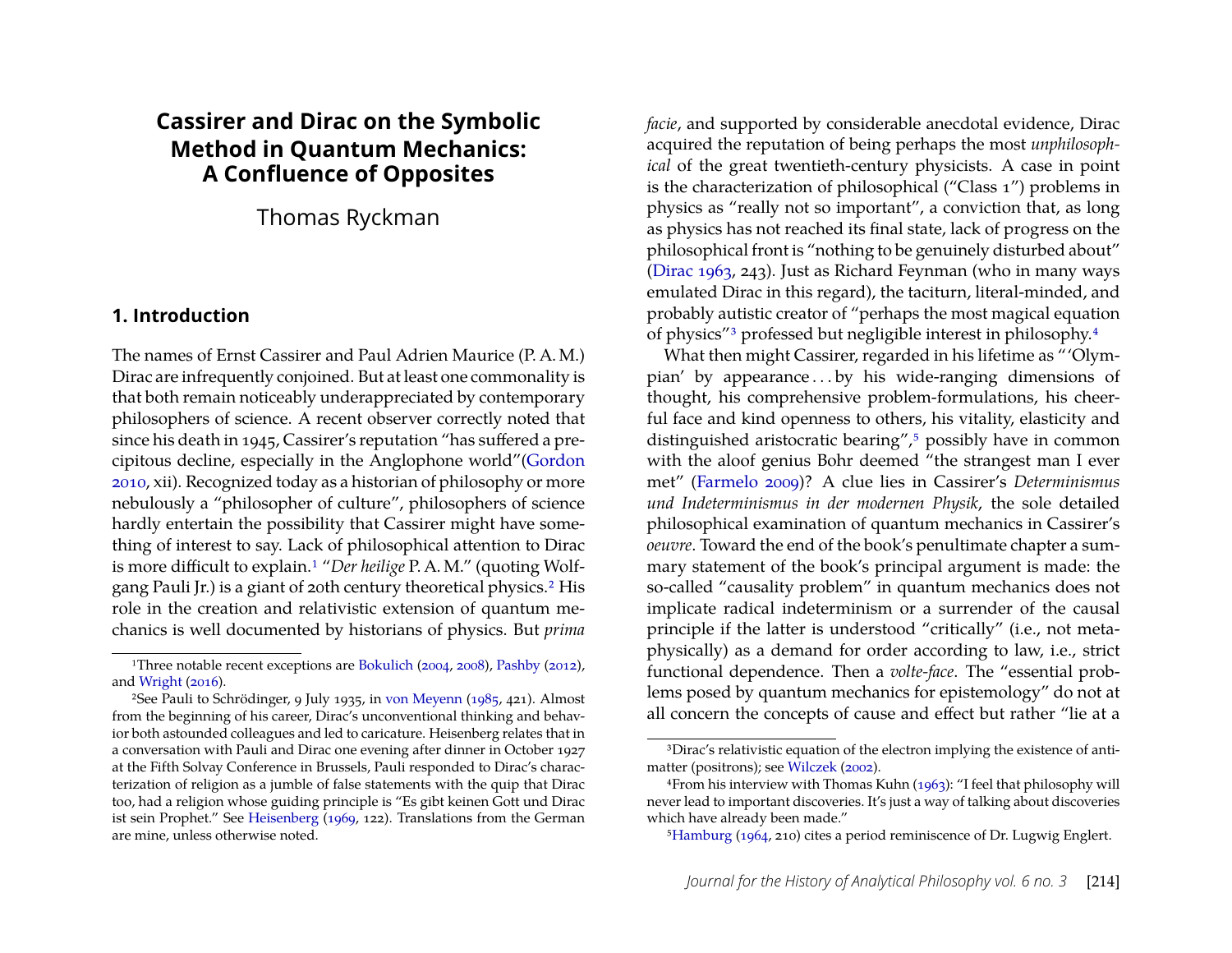# Cassirer and Dirac on the Symbolic Method in Quantum Mechanics: A Confluence of Opposites

Thomas Ryckman

## 1. Introduction

The names of Ernst Cassirer and Paul Adrien Maurice (P. A. M.) Dirac are infrequently conjoined. But at least one commonality is that both remain noticeably underappreciated by contemporary philosophers of science. A recent observer correctly noted that since his death in 1945, Cassirer's reputation "has suffered a precipitous decline, especially in the Anglophone world"(Gordon 2010, xii). Recognized today as a historian of philosophy or more nebulously a "philosopher of culture", philosophers of science hardly entertain the possibility that Cassirer might have something of interest to say. Lack of philosophical attention to Dirac is more difficult to explain.[1] "*Der heilige* P. A. M." (quoting Wolfgang Pauli Jr.) is a giant of 20th century theoretical physics.[2] His role in the creation and relativistic extension of quantum mechanics is well documented by historians of physics. But *prima facie*, and supported by considerable anecdotal evidence, Dirac acquired the reputation of being perhaps the most *unphilosophical* of the great twentieth-century physicists. A case in point is the characterization of philosophical ("Class 1") problems in physics as "really not so important", a conviction that, as long as physics has not reached its final state, lack of progress on the philosophical front is "nothing to be genuinely disturbed about" (Dirac 1963, 243). Just as Richard Feynman (who in many ways emulated Dirac in this regard), the taciturn, literal-minded, and probably autistic creator of "perhaps the most magical equation of physics"[3] professed but negligible interest in philosophy.[4]

What then might Cassirer, regarded in his lifetime as "'Olympian' by appearance . . . by his wide-ranging dimensions of thought, his comprehensive problem-formulations, his cheerful face and kind openness to others, his vitality, elasticity and distinguished aristocratic bearing",[5] possibly have in common with the aloof genius Bohr deemed "the strangest man I ever met" (Farmelo 2009)? A clue lies in Cassirer's *Determinismus und Indeterminismus in der modernen Physik*, the sole detailed philosophical examination of quantum mechanics in Cassirer's *oeuvre*. Toward the end of the book's penultimate chapter a summary statement of the book's principal argument is made: the so-called "causality problem" in quantum mechanics does not implicate radical indeterminism or a surrender of the causal principle if the latter is understood "critically" (i.e., not metaphysically) as a demand for order according to law, i.e., strict functional dependence. Then a *volte-face*. The "essential problems posed by quantum mechanics for epistemology" do not at all concern the concepts of cause and effect but rather "lie at a

---

[1] Three notable recent exceptions are Bokulich (2004, 2008), Pashby (2012), and Wright (2016).

[2] See Pauli to Schrödinger, 9 July 1935, in von Meyenn (1985, 421). Almost from the beginning of his career, Dirac's unconventional thinking and behavior both astounded colleagues and led to caricature. Heisenberg relates that in a conversation with Pauli and Dirac one evening after dinner in October 1927 at the Fifth Solvay Conference in Brussels, Pauli responded to Dirac's characterization of religion as a jumble of false statements with the quip that Dirac too, had a religion whose guiding principle is "Es gibt keinen Gott und Dirac ist sein Prophet." See Heisenberg (1969, 122). Translations from the German are mine, unless otherwise noted.

[3] Dirac's relativistic equation of the electron implying the existence of antimatter (positrons); see Wilczek (2002).

[4] From his interview with Thomas Kuhn (1963): "I feel that philosophy will never lead to important discoveries. It's just a way of talking about discoveries which have already been made."

[5] Hamburg (1964, 210) cites a period reminiscence of Dr. Lugwig Englert.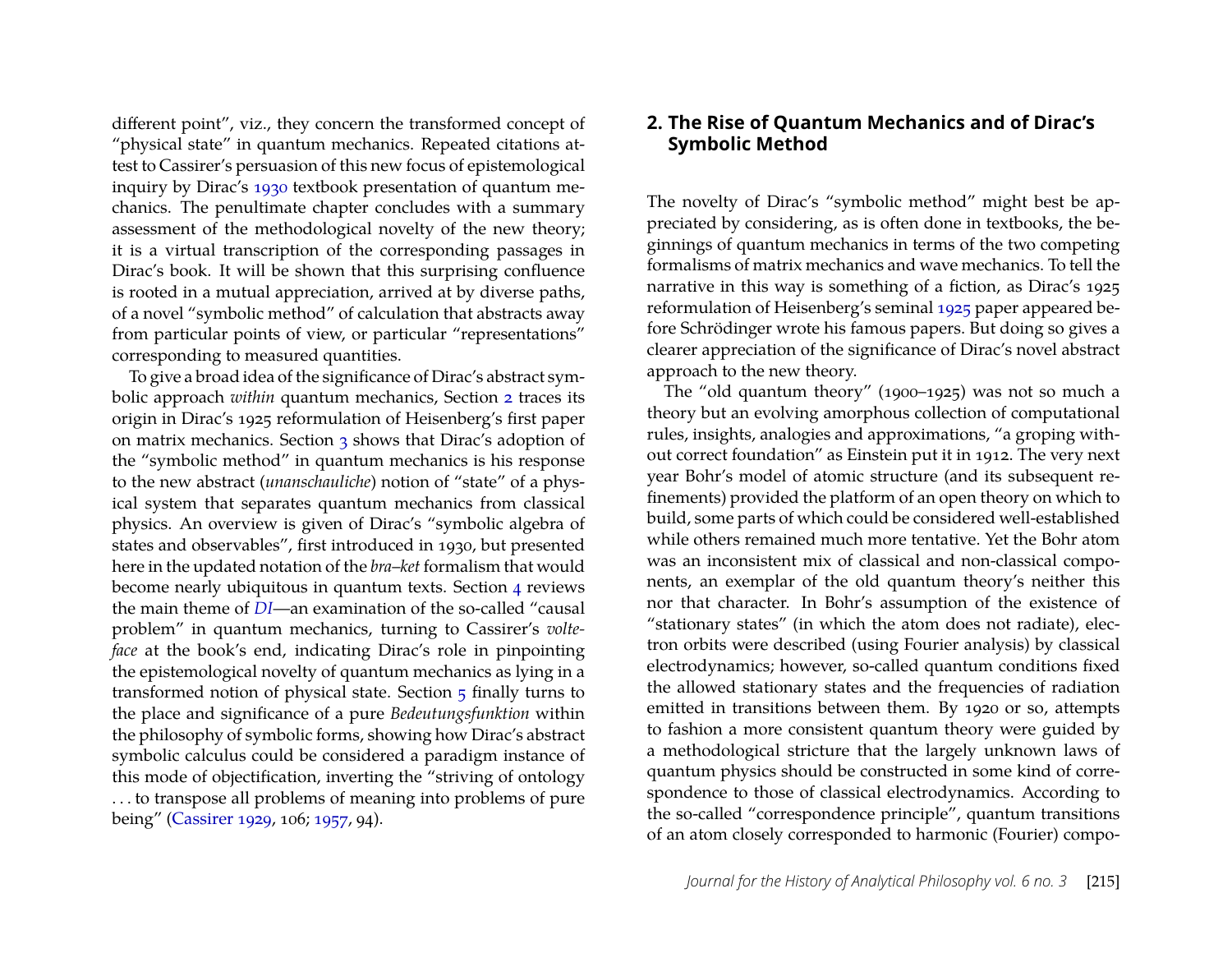different point", viz., they concern the transformed concept of "physical state" in quantum mechanics. Repeated citations attest to Cassirer's persuasion of this new focus of epistemological inquiry by Dirac's 1930 textbook presentation of quantum mechanics. The penultimate chapter concludes with a summary assessment of the methodological novelty of the new theory; it is a virtual transcription of the corresponding passages in Dirac's book. It will be shown that this surprising confluence is rooted in a mutual appreciation, arrived at by diverse paths, of a novel "symbolic method" of calculation that abstracts away from particular points of view, or particular "representations" corresponding to measured quantities.

To give a broad idea of the significance of Dirac's abstract symbolic approach *within* quantum mechanics, Section 2 traces its origin in Dirac's 1925 reformulation of Heisenberg's first paper on matrix mechanics. Section 3 shows that Dirac's adoption of the "symbolic method" in quantum mechanics is his response to the new abstract (*unanschauliche*) notion of "state" of a physical system that separates quantum mechanics from classical physics. An overview is given of Dirac's "symbolic algebra of states and observables", first introduced in 1930, but presented here in the updated notation of the *bra–ket* formalism that would become nearly ubiquitous in quantum texts. Section 4 reviews the main theme of *DI*—an examination of the so-called "causal problem" in quantum mechanics, turning to Cassirer's *volte-face* at the book's end, indicating Dirac's role in pinpointing the epistemological novelty of quantum mechanics as lying in a transformed notion of physical state. Section 5 finally turns to the place and significance of a pure *Bedeutungsfunktion* within the philosophy of symbolic forms, showing how Dirac's abstract symbolic calculus could be considered a paradigm instance of this mode of objectification, inverting the "striving of ontology . . . to transpose all problems of meaning into problems of pure being" (Cassirer 1929, 106; 1957, 94).

## 2. The Rise of Quantum Mechanics and of Dirac's Symbolic Method

The novelty of Dirac's "symbolic method" might best be appreciated by considering, as is often done in textbooks, the beginnings of quantum mechanics in terms of the two competing formalisms of matrix mechanics and wave mechanics. To tell the narrative in this way is something of a fiction, as Dirac's 1925 reformulation of Heisenberg's seminal 1925 paper appeared before Schrödinger wrote his famous papers. But doing so gives a clearer appreciation of the significance of Dirac's novel abstract approach to the new theory.

The "old quantum theory" (1900–1925) was not so much a theory but an evolving amorphous collection of computational rules, insights, analogies and approximations, "a groping without correct foundation" as Einstein put it in 1912. The very next year Bohr's model of atomic structure (and its subsequent refinements) provided the platform of an open theory on which to build, some parts of which could be considered well-established while others remained much more tentative. Yet the Bohr atom was an inconsistent mix of classical and non-classical components, an exemplar of the old quantum theory's neither this nor that character. In Bohr's assumption of the existence of "stationary states" (in which the atom does not radiate), electron orbits were described (using Fourier analysis) by classical electrodynamics; however, so-called quantum conditions fixed the allowed stationary states and the frequencies of radiation emitted in transitions between them. By 1920 or so, attempts to fashion a more consistent quantum theory were guided by a methodological stricture that the largely unknown laws of quantum physics should be constructed in some kind of correspondence to those of classical electrodynamics. According to the so-called "correspondence principle", quantum transitions of an atom closely corresponded to harmonic (Fourier) compo-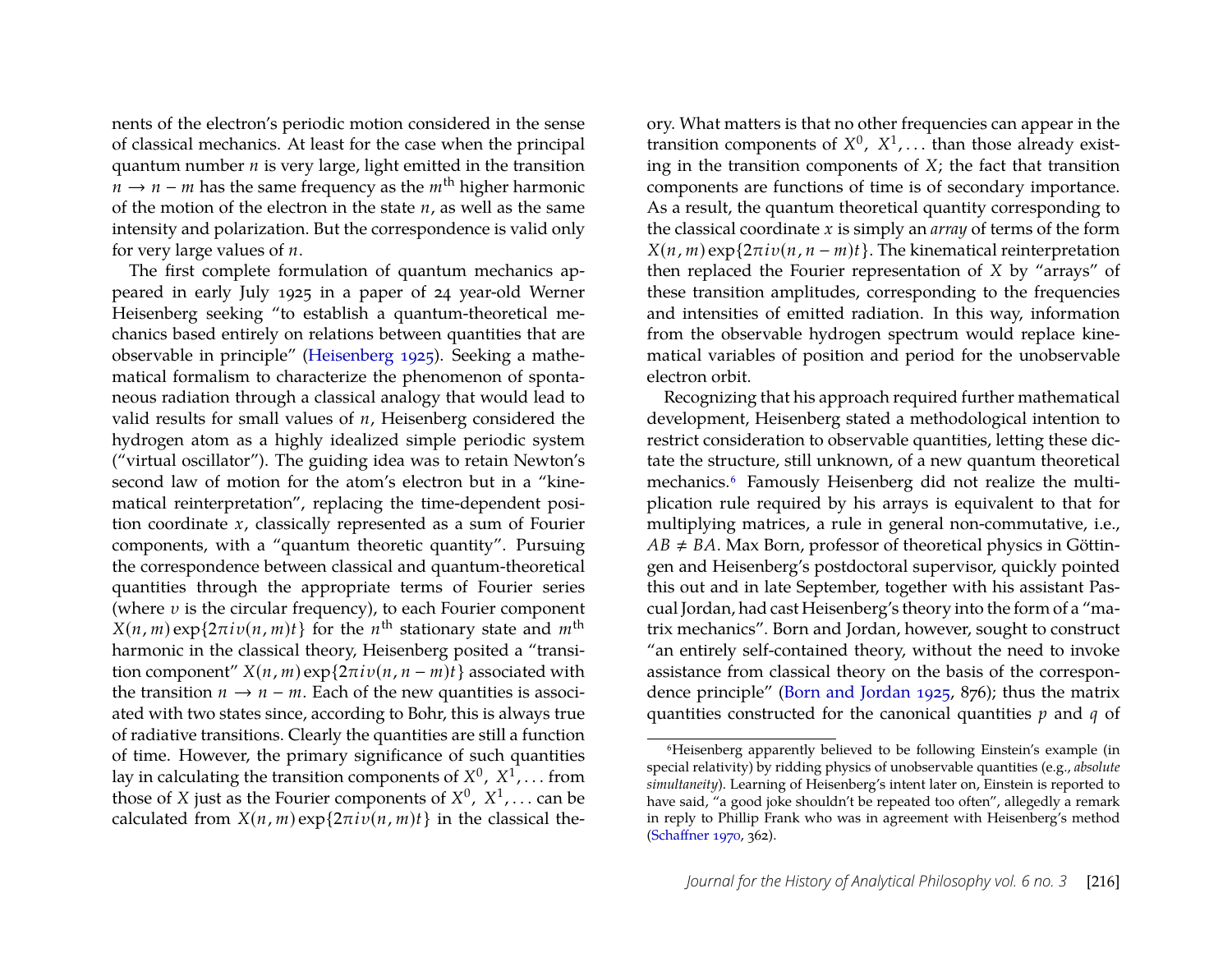nents of the electron's periodic motion considered in the sense of classical mechanics. At least for the case when the principal quantum number $n$ is very large, light emitted in the transition $n \rightarrow n - m$ has the same frequency as the $m^{\text{th}}$ higher harmonic of the motion of the electron in the state $n$, as well as the same intensity and polarization. But the correspondence is valid only for very large values of $n$.

The first complete formulation of quantum mechanics appeared in early July 1925 in a paper of 24 year-old Werner Heisenberg seeking "to establish a quantum-theoretical mechanics based entirely on relations between quantities that are observable in principle" (Heisenberg 1925). Seeking a mathematical formalism to characterize the phenomenon of spontaneous radiation through a classical analogy that would lead to valid results for small values of $n$, Heisenberg considered the hydrogen atom as a highly idealized simple periodic system ("virtual oscillator"). The guiding idea was to retain Newton's second law of motion for the atom's electron but in a "kinematical reinterpretation", replacing the time-dependent position coordinate $x$, classically represented as a sum of Fourier components, with a "quantum theoretic quantity". Pursuing the correspondence between classical and quantum-theoretical quantities through the appropriate terms of Fourier series (where $v$ is the circular frequency), to each Fourier component $X(n, m) \exp\{2\pi i v(n, m)t\}$ for the $n^{\text{th}}$ stationary state and $m^{\text{th}}$ harmonic in the classical theory, Heisenberg posited a "transition component" $X(n, m) \exp\{2\pi i v(n, n - m)t\}$ associated with the transition $n \rightarrow n - m$. Each of the new quantities is associated with two states since, according to Bohr, this is always true of radiative transitions. Clearly the quantities are still a function of time. However, the primary significance of such quantities lay in calculating the transition components of $X^0$, $X^1, \ldots$ from those of $X$ just as the Fourier components of $X^0$, $X^1, \ldots$ can be calculated from $X(n, m) \exp\{2\pi i v(n, m)t\}$ in the classical theory. What matters is that no other frequencies can appear in the transition components of $X^0$, $X^1, \ldots$ than those already existing in the transition components of $X$; the fact that transition components are functions of time is of secondary importance. As a result, the quantum theoretical quantity corresponding to the classical coordinate $x$ is simply an *array* of terms of the form $X(n, m) \exp\{2\pi i v(n, n - m)t\}$. The kinematical reinterpretation then replaced the Fourier representation of $X$ by "arrays" of these transition amplitudes, corresponding to the frequencies and intensities of emitted radiation. In this way, information from the observable hydrogen spectrum would replace kinematical variables of position and period for the unobservable electron orbit.

Recognizing that his approach required further mathematical development, Heisenberg stated a methodological intention to restrict consideration to observable quantities, letting these dictate the structure, still unknown, of a new quantum theoretical mechanics.[6] Famously Heisenberg did not realize the multiplication rule required by his arrays is equivalent to that for multiplying matrices, a rule in general non-commutative, i.e., $AB \neq BA$. Max Born, professor of theoretical physics in Göttingen and Heisenberg's postdoctoral supervisor, quickly pointed this out and in late September, together with his assistant Pascual Jordan, had cast Heisenberg's theory into the form of a "matrix mechanics". Born and Jordan, however, sought to construct "an entirely self-contained theory, without the need to invoke assistance from classical theory on the basis of the correspondence principle" (Born and Jordan 1925, 876); thus the matrix quantities constructed for the canonical quantities $p$ and $q$ of

[6] Heisenberg apparently believed to be following Einstein's example (in special relativity) by ridding physics of unobservable quantities (e.g., *absolute simultaneity*). Learning of Heisenberg's intent later on, Einstein is reported to have said, "a good joke shouldn't be repeated too often", allegedly a remark in reply to Phillip Frank who was in agreement with Heisenberg's method (Schaffner 1970, 362).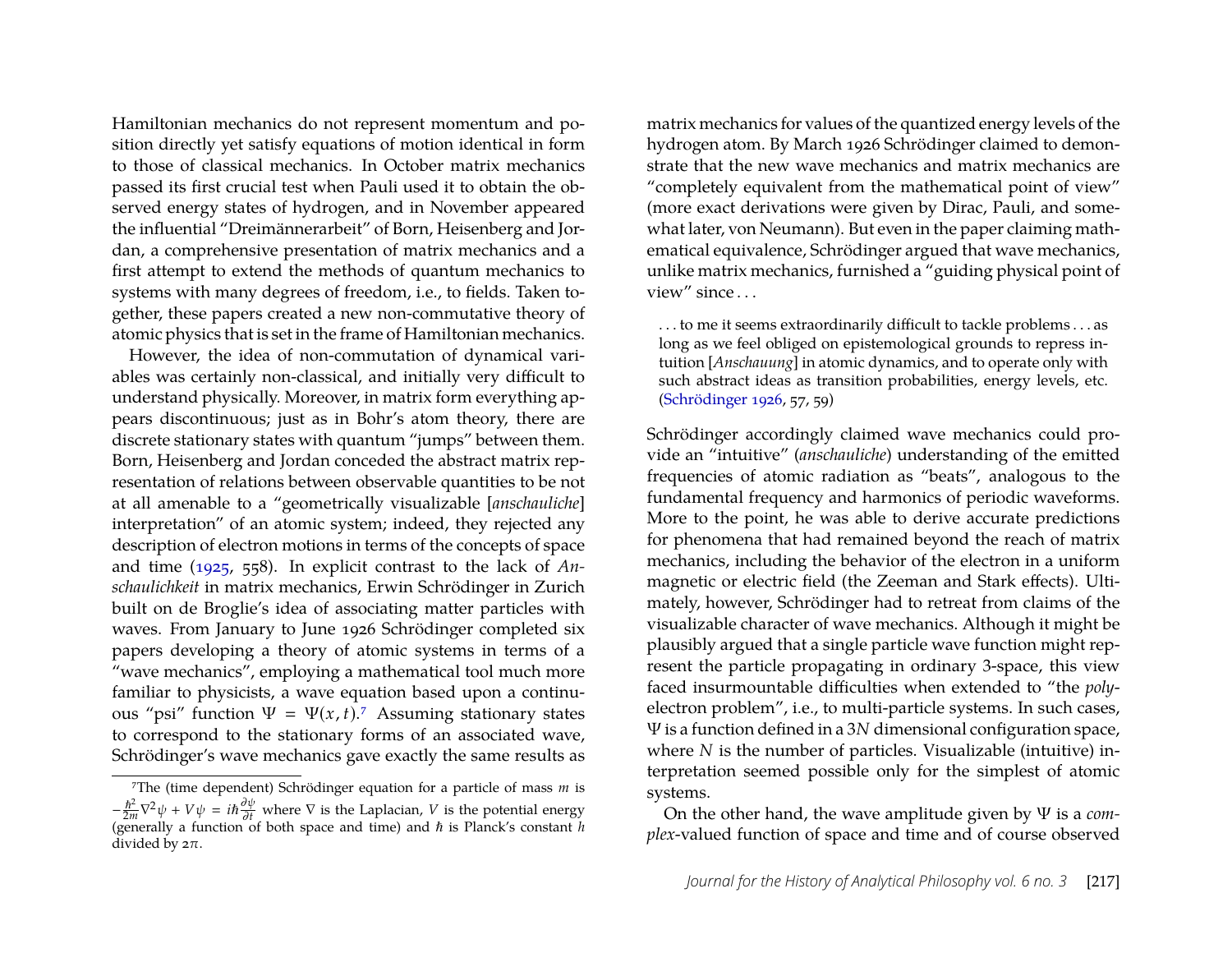Hamiltonian mechanics do not represent momentum and position directly yet satisfy equations of motion identical in form to those of classical mechanics. In October matrix mechanics passed its first crucial test when Pauli used it to obtain the observed energy states of hydrogen, and in November appeared the influential "Dreimännerarbeit" of Born, Heisenberg and Jordan, a comprehensive presentation of matrix mechanics and a first attempt to extend the methods of quantum mechanics to systems with many degrees of freedom, i.e., to fields. Taken together, these papers created a new non-commutative theory of atomic physics that is set in the frame of Hamiltonian mechanics.

However, the idea of non-commutation of dynamical variables was certainly non-classical, and initially very difficult to understand physically. Moreover, in matrix form everything appears discontinuous; just as in Bohr's atom theory, there are discrete stationary states with quantum "jumps" between them. Born, Heisenberg and Jordan conceded the abstract matrix representation of relations between observable quantities to be not at all amenable to a "geometrically visualizable [*anschauliche*] interpretation" of an atomic system; indeed, they rejected any description of electron motions in terms of the concepts of space and time (1925, 558). In explicit contrast to the lack of *Anschaulichkeit* in matrix mechanics, Erwin Schrödinger in Zurich built on de Broglie's idea of associating matter particles with waves. From January to June 1926 Schrödinger completed six papers developing a theory of atomic systems in terms of a "wave mechanics", employing a mathematical tool much more familiar to physicists, a wave equation based upon a continuous "psi" function $\Psi = \Psi(x, t)$.[7] Assuming stationary states to correspond to the stationary forms of an associated wave, Schrödinger's wave mechanics gave exactly the same results as matrix mechanics for values of the quantized energy levels of the hydrogen atom. By March 1926 Schrödinger claimed to demonstrate that the new wave mechanics and matrix mechanics are "completely equivalent from the mathematical point of view" (more exact derivations were given by Dirac, Pauli, and somewhat later, von Neumann). But even in the paper claiming mathematical equivalence, Schrödinger argued that wave mechanics, unlike matrix mechanics, furnished a "guiding physical point of view" since . . .

> . . . to me it seems extraordinarily difficult to tackle problems . . . as long as we feel obliged on epistemological grounds to repress intuition [*Anschauung*] in atomic dynamics, and to operate only with such abstract ideas as transition probabilities, energy levels, etc. (Schrödinger 1926, 57, 59)

Schrödinger accordingly claimed wave mechanics could provide an "intuitive" (*anschauliche*) understanding of the emitted frequencies of atomic radiation as "beats", analogous to the fundamental frequency and harmonics of periodic waveforms. More to the point, he was able to derive accurate predictions for phenomena that had remained beyond the reach of matrix mechanics, including the behavior of the electron in a uniform magnetic or electric field (the Zeeman and Stark effects). Ultimately, however, Schrödinger had to retreat from claims of the visualizable character of wave mechanics. Although it might be plausibly argued that a single particle wave function might represent the particle propagating in ordinary 3-space, this view faced insurmountable difficulties when extended to "the *poly*-electron problem", i.e., to multi-particle systems. In such cases, $\Psi$ is a function defined in a $3N$ dimensional configuration space, where $N$ is the number of particles. Visualizable (intuitive) interpretation seemed possible only for the simplest of atomic systems.

On the other hand, the wave amplitude given by $\Psi$ is a *complex*-valued function of space and time and of course observed

[7] The (time dependent) Schrödinger equation for a particle of mass $m$ is $-\frac{\hbar^2}{2m}\nabla^2\psi + V\psi = i\hbar\frac{\partial\psi}{\partial t}$ where $\nabla$ is the Laplacian, $V$ is the potential energy (generally a function of both space and time) and $\hbar$ is Planck's constant $h$ divided by $2\pi$.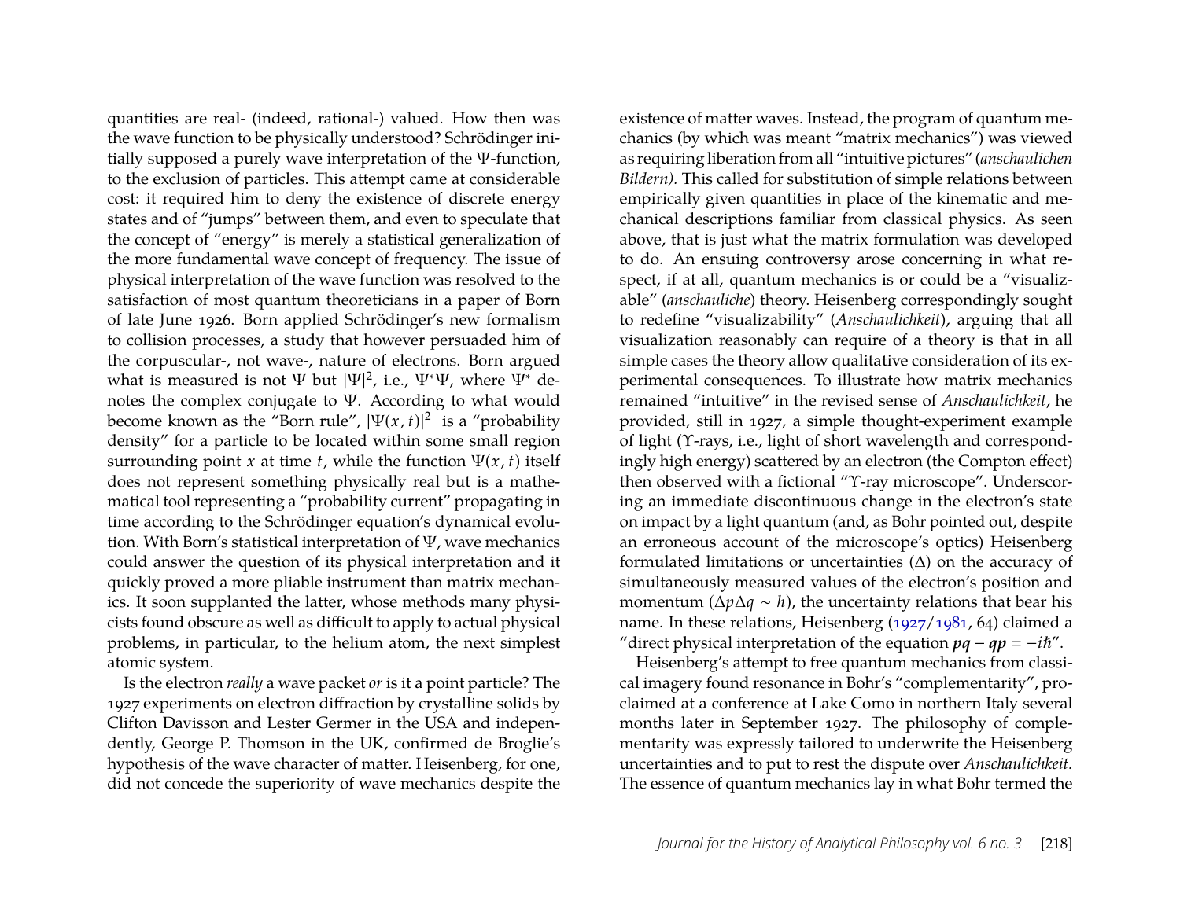quantities are real- (indeed, rational-) valued. How then was the wave function to be physically understood? Schrödinger initially supposed a purely wave interpretation of the Ψ-function, to the exclusion of particles. This attempt came at considerable cost: it required him to deny the existence of discrete energy states and of "jumps" between them, and even to speculate that the concept of "energy" is merely a statistical generalization of the more fundamental wave concept of frequency. The issue of physical interpretation of the wave function was resolved to the satisfaction of most quantum theoreticians in a paper of Born of late June 1926. Born applied Schrödinger's new formalism to collision processes, a study that however persuaded him of the corpuscular-, not wave-, nature of electrons. Born argued what is measured is not $\Psi$ but $|\Psi|^2$, i.e., $\Psi^*\Psi$, where $\Psi^*$ denotes the complex conjugate to $\Psi$. According to what would become known as the "Born rule", $|\Psi(x,t)|^2$ is a "probability density" for a particle to be located within some small region surrounding point $x$ at time $t$, while the function $\Psi(x,t)$ itself does not represent something physically real but is a mathematical tool representing a "probability current" propagating in time according to the Schrödinger equation's dynamical evolution. With Born's statistical interpretation of $\Psi$, wave mechanics could answer the question of its physical interpretation and it quickly proved a more pliable instrument than matrix mechanics. It soon supplanted the latter, whose methods many physicists found obscure as well as difficult to apply to actual physical problems, in particular, to the helium atom, the next simplest atomic system.

Is the electron *really* a wave packet *or* is it a point particle? The 1927 experiments on electron diffraction by crystalline solids by Clifton Davisson and Lester Germer in the USA and independently, George P. Thomson in the UK, confirmed de Broglie's hypothesis of the wave character of matter. Heisenberg, for one, did not concede the superiority of wave mechanics despite the existence of matter waves. Instead, the program of quantum mechanics (by which was meant "matrix mechanics") was viewed as requiring liberation from all "intuitive pictures" (*anschaulichen Bildern).* This called for substitution of simple relations between empirically given quantities in place of the kinematic and mechanical descriptions familiar from classical physics. As seen above, that is just what the matrix formulation was developed to do. An ensuing controversy arose concerning in what respect, if at all, quantum mechanics is or could be a "visualizable" (*anschauliche*) theory. Heisenberg correspondingly sought to redefine "visualizability" (*Anschaulichkeit*), arguing that all visualization reasonably can require of a theory is that in all simple cases the theory allow qualitative consideration of its experimental consequences. To illustrate how matrix mechanics remained "intuitive" in the revised sense of *Anschaulichkeit*, he provided, still in 1927, a simple thought-experiment example of light (ϒ-rays, i.e., light of short wavelength and correspondingly high energy) scattered by an electron (the Compton effect) then observed with a fictional "ϒ-ray microscope". Underscoring an immediate discontinuous change in the electron's state on impact by a light quantum (and, as Bohr pointed out, despite an erroneous account of the microscope's optics) Heisenberg formulated limitations or uncertainties ($\Delta$) on the accuracy of simultaneously measured values of the electron's position and momentum ($\Delta p \Delta q \sim h$), the uncertainty relations that bear his name. In these relations, Heisenberg (1927/1981, 64) claimed a "direct physical interpretation of the equation $\boldsymbol{pq} - \boldsymbol{qp} = -i\hbar$".

Heisenberg's attempt to free quantum mechanics from classical imagery found resonance in Bohr's "complementarity", proclaimed at a conference at Lake Como in northern Italy several months later in September 1927. The philosophy of complementarity was expressly tailored to underwrite the Heisenberg uncertainties and to put to rest the dispute over *Anschaulichkeit.* The essence of quantum mechanics lay in what Bohr termed the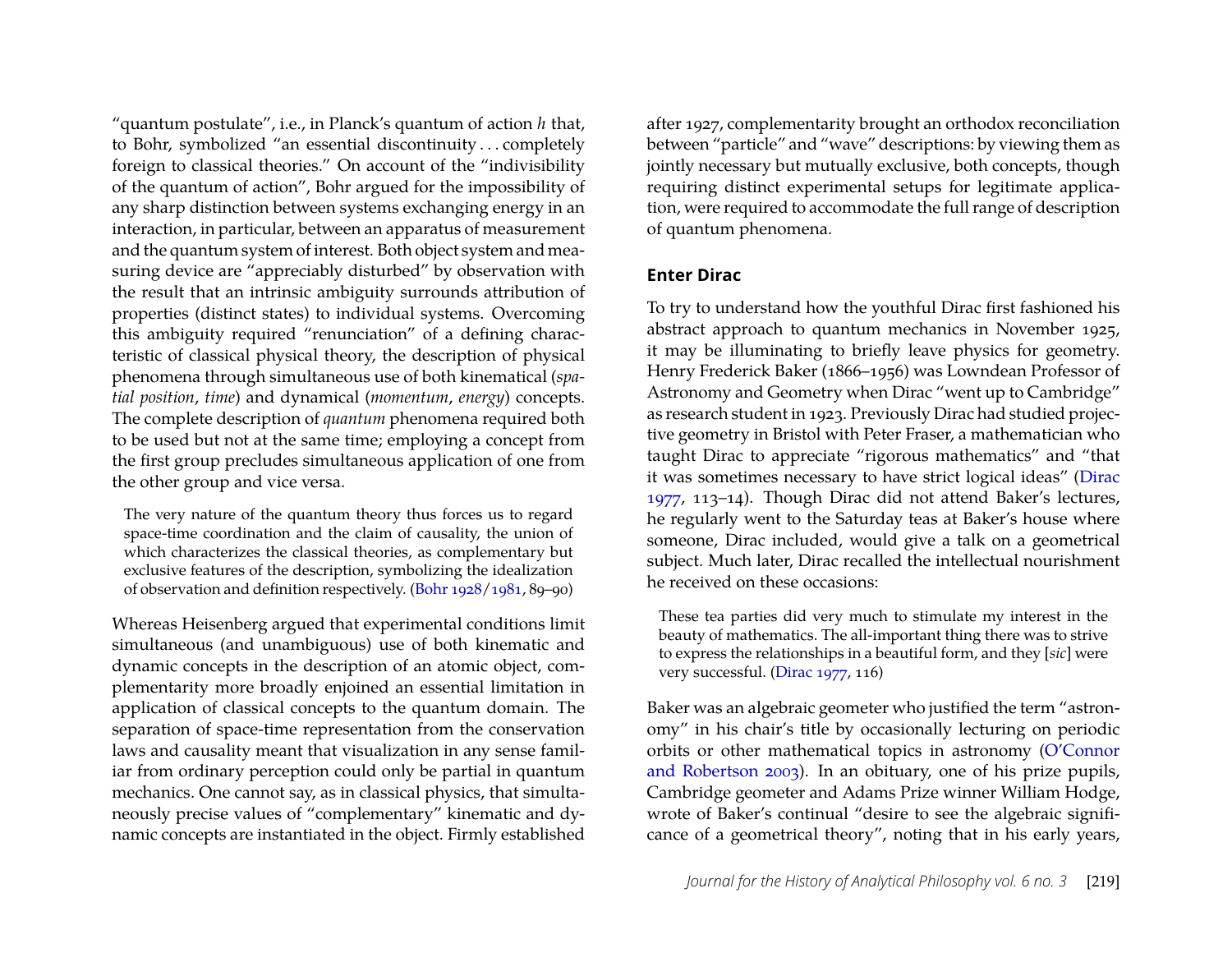"quantum postulate", i.e., in Planck's quantum of action *h* that, to Bohr, symbolized "an essential discontinuity . . . completely foreign to classical theories." On account of the "indivisibility of the quantum of action", Bohr argued for the impossibility of any sharp distinction between systems exchanging energy in an interaction, in particular, between an apparatus of measurement and the quantum system of interest. Both object system and measuring device are "appreciably disturbed" by observation with the result that an intrinsic ambiguity surrounds attribution of properties (distinct states) to individual systems. Overcoming this ambiguity required "renunciation" of a defining characteristic of classical physical theory, the description of physical phenomena through simultaneous use of both kinematical (*spatial position*, *time*) and dynamical (*momentum*, *energy*) concepts. The complete description of *quantum* phenomena required both to be used but not at the same time; employing a concept from the first group precludes simultaneous application of one from the other group and vice versa.

> The very nature of the quantum theory thus forces us to regard space-time coordination and the claim of causality, the union of which characterizes the classical theories, as complementary but exclusive features of the description, symbolizing the idealization of observation and definition respectively. (Bohr 1928/1981, 89–90)

Whereas Heisenberg argued that experimental conditions limit simultaneous (and unambiguous) use of both kinematic and dynamic concepts in the description of an atomic object, complementarity more broadly enjoined an essential limitation in application of classical concepts to the quantum domain. The separation of space-time representation from the conservation laws and causality meant that visualization in any sense familiar from ordinary perception could only be partial in quantum mechanics. One cannot say, as in classical physics, that simultaneously precise values of "complementary" kinematic and dynamic concepts are instantiated in the object. Firmly established after 1927, complementarity brought an orthodox reconciliation between "particle" and "wave" descriptions: by viewing them as jointly necessary but mutually exclusive, both concepts, though requiring distinct experimental setups for legitimate application, were required to accommodate the full range of description of quantum phenomena.

## Enter Dirac

To try to understand how the youthful Dirac first fashioned his abstract approach to quantum mechanics in November 1925, it may be illuminating to briefly leave physics for geometry. Henry Frederick Baker (1866–1956) was Lowndean Professor of Astronomy and Geometry when Dirac "went up to Cambridge" as research student in 1923. Previously Dirac had studied projective geometry in Bristol with Peter Fraser, a mathematician who taught Dirac to appreciate "rigorous mathematics" and "that it was sometimes necessary to have strict logical ideas" (Dirac 1977, 113–14). Though Dirac did not attend Baker's lectures, he regularly went to the Saturday teas at Baker's house where someone, Dirac included, would give a talk on a geometrical subject. Much later, Dirac recalled the intellectual nourishment he received on these occasions:

> These tea parties did very much to stimulate my interest in the beauty of mathematics. The all-important thing there was to strive to express the relationships in a beautiful form, and they [*sic*] were very successful. (Dirac 1977, 116)

Baker was an algebraic geometer who justified the term "astronomy" in his chair's title by occasionally lecturing on periodic orbits or other mathematical topics in astronomy (O'Connor and Robertson 2003). In an obituary, one of his prize pupils, Cambridge geometer and Adams Prize winner William Hodge, wrote of Baker's continual "desire to see the algebraic significance of a geometrical theory", noting that in his early years,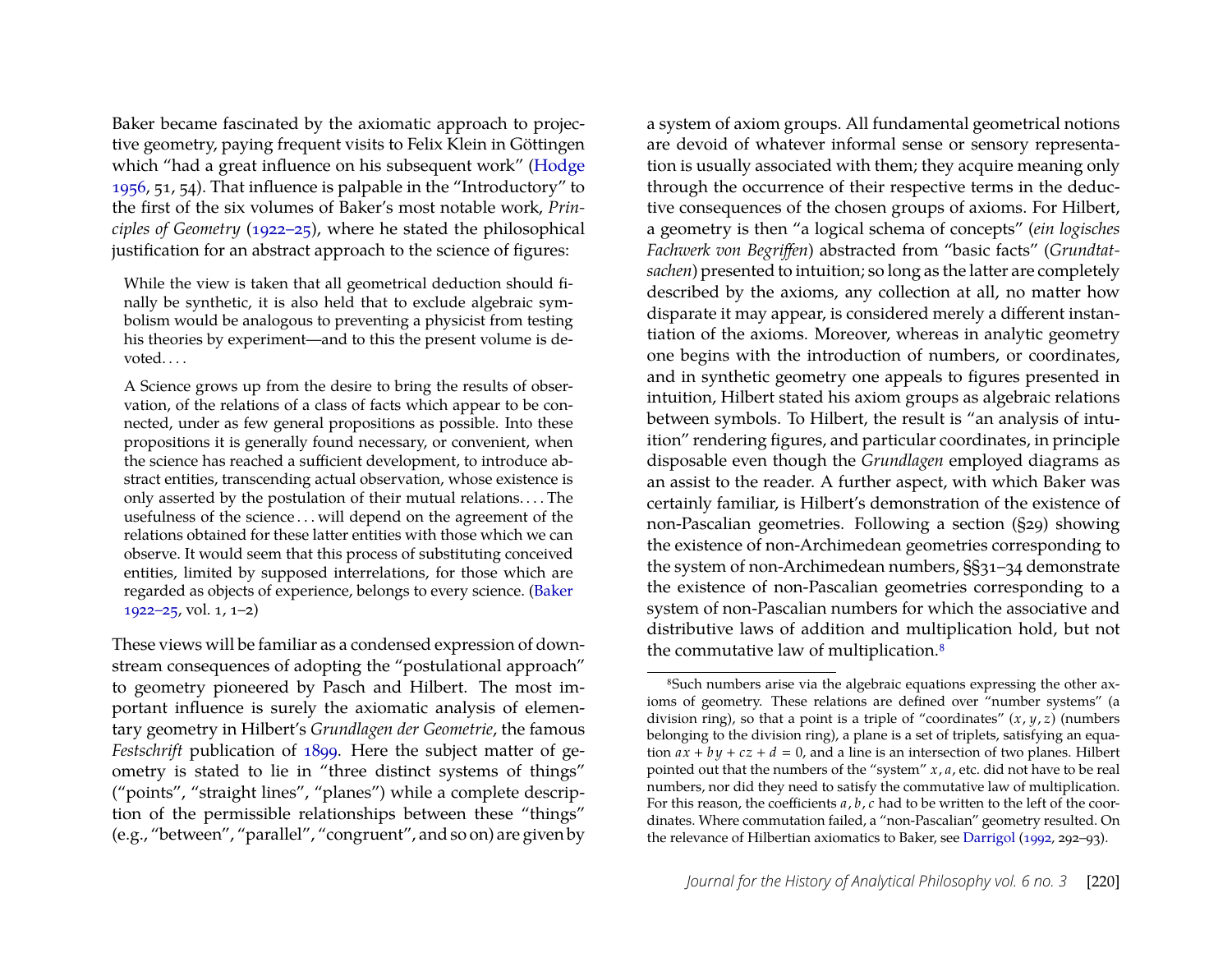Baker became fascinated by the axiomatic approach to projective geometry, paying frequent visits to Felix Klein in Göttingen which "had a great influence on his subsequent work" (Hodge 1956, 51, 54). That influence is palpable in the "Introductory" to the first of the six volumes of Baker's most notable work, *Principles of Geometry* (1922–25), where he stated the philosophical justification for an abstract approach to the science of figures:

> While the view is taken that all geometrical deduction should finally be synthetic, it is also held that to exclude algebraic symbolism would be analogous to preventing a physicist from testing his theories by experiment—and to this the present volume is devoted. . . .
>
> A Science grows up from the desire to bring the results of observation, of the relations of a class of facts which appear to be connected, under as few general propositions as possible. Into these propositions it is generally found necessary, or convenient, when the science has reached a sufficient development, to introduce abstract entities, transcending actual observation, whose existence is only asserted by the postulation of their mutual relations. . . . The usefulness of the science . . . will depend on the agreement of the relations obtained for these latter entities with those which we can observe. It would seem that this process of substituting conceived entities, limited by supposed interrelations, for those which are regarded as objects of experience, belongs to every science. (Baker 1922–25, vol. 1, 1–2)

These views will be familiar as a condensed expression of downstream consequences of adopting the "postulational approach" to geometry pioneered by Pasch and Hilbert. The most important influence is surely the axiomatic analysis of elementary geometry in Hilbert's *Grundlagen der Geometrie*, the famous *Festschrift* publication of 1899. Here the subject matter of geometry is stated to lie in "three distinct systems of things" ("points", "straight lines", "planes") while a complete description of the permissible relationships between these "things" (e.g., "between", "parallel", "congruent", and so on) are given by a system of axiom groups. All fundamental geometrical notions are devoid of whatever informal sense or sensory representation is usually associated with them; they acquire meaning only through the occurrence of their respective terms in the deductive consequences of the chosen groups of axioms. For Hilbert, a geometry is then "a logical schema of concepts" (*ein logisches Fachwerk von Begriffen*) abstracted from "basic facts" (*Grundtatsachen*) presented to intuition; so long as the latter are completely described by the axioms, any collection at all, no matter how disparate it may appear, is considered merely a different instantiation of the axioms. Moreover, whereas in analytic geometry one begins with the introduction of numbers, or coordinates, and in synthetic geometry one appeals to figures presented in intuition, Hilbert stated his axiom groups as algebraic relations between symbols. To Hilbert, the result is "an analysis of intuition" rendering figures, and particular coordinates, in principle disposable even though the *Grundlagen* employed diagrams as an assist to the reader. A further aspect, with which Baker was certainly familiar, is Hilbert's demonstration of the existence of non-Pascalian geometries. Following a section (§29) showing the existence of non-Archimedean geometries corresponding to the system of non-Archimedean numbers, §§31–34 demonstrate the existence of non-Pascalian geometries corresponding to a system of non-Pascalian numbers for which the associative and distributive laws of addition and multiplication hold, but not the commutative law of multiplication.[8]

[8] Such numbers arise via the algebraic equations expressing the other axioms of geometry. These relations are defined over "number systems" (a division ring), so that a point is a triple of "coordinates" $(x, y, z)$ (numbers belonging to the division ring), a plane is a set of triplets, satisfying an equation $ax + by + cz + d = 0$, and a line is an intersection of two planes. Hilbert pointed out that the numbers of the "system" $x, a$, etc. did not have to be real numbers, nor did they need to satisfy the commutative law of multiplication. For this reason, the coefficients $a, b, c$ had to be written to the left of the coordinates. Where commutation failed, a "non-Pascalian" geometry resulted. On the relevance of Hilbertian axiomatics to Baker, see Darrigol (1992, 292–93).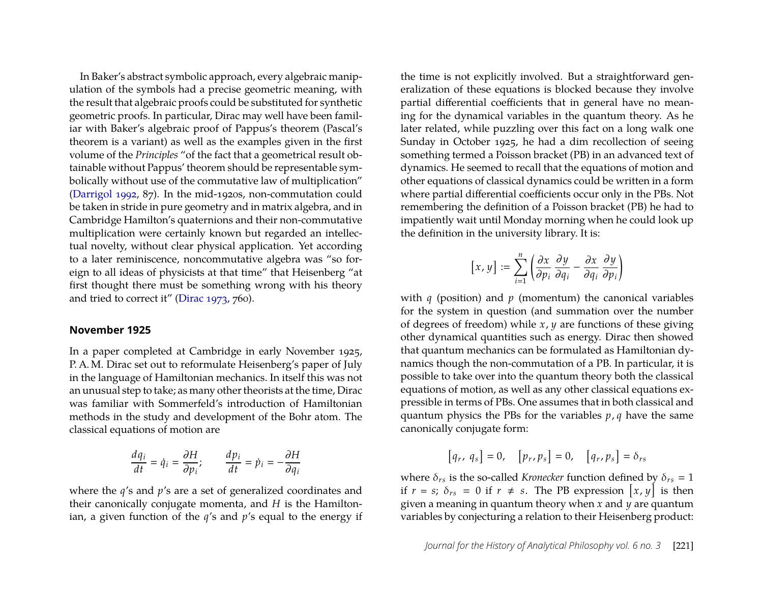In Baker's abstract symbolic approach, every algebraic manipulation of the symbols had a precise geometric meaning, with the result that algebraic proofs could be substituted for synthetic geometric proofs. In particular, Dirac may well have been familiar with Baker's algebraic proof of Pappus's theorem (Pascal's theorem is a variant) as well as the examples given in the first volume of the *Principles* "of the fact that a geometrical result obtainable without Pappus' theorem should be representable symbolically without use of the commutative law of multiplication" (Darrigol 1992, 87). In the mid-1920s, non-commutation could be taken in stride in pure geometry and in matrix algebra, and in Cambridge Hamilton's quaternions and their non-commutative multiplication were certainly known but regarded an intellectual novelty, without clear physical application. Yet according to a later reminiscence, noncommutative algebra was "so foreign to all ideas of physicists at that time" that Heisenberg "at first thought there must be something wrong with his theory and tried to correct it" (Dirac 1973, 760).

## November 1925

In a paper completed at Cambridge in early November 1925, P. A. M. Dirac set out to reformulate Heisenberg's paper of July in the language of Hamiltonian mechanics. In itself this was not an unusual step to take; as many other theorists at the time, Dirac was familiar with Sommerfeld's introduction of Hamiltonian methods in the study and development of the Bohr atom. The classical equations of motion are

$$\frac{dq_i}{dt} = \dot{q}_i = \frac{\partial H}{\partial p_i}; \qquad \frac{dp_i}{dt} = \dot{p}_i = -\frac{\partial H}{\partial q_i}$$

where the $q$'s and $p$'s are a set of generalized coordinates and their canonically conjugate momenta, and $H$ is the Hamiltonian, a given function of the $q$'s and $p$'s equal to the energy if the time is not explicitly involved. But a straightforward generalization of these equations is blocked because they involve partial differential coefficients that in general have no meaning for the dynamical variables in the quantum theory. As he later related, while puzzling over this fact on a long walk one Sunday in October 1925, he had a dim recollection of seeing something termed a Poisson bracket (PB) in an advanced text of dynamics. He seemed to recall that the equations of motion and other equations of classical dynamics could be written in a form where partial differential coefficients occur only in the PBs. Not remembering the definition of a Poisson bracket (PB) he had to impatiently wait until Monday morning when he could look up the definition in the university library. It is:

$$[x, y] := \sum_{i=1}^{n} \left( \frac{\partial x}{\partial p_i} \frac{\partial y}{\partial q_i} - \frac{\partial x}{\partial q_i} \frac{\partial y}{\partial p_i} \right)$$

with $q$ (position) and $p$ (momentum) the canonical variables for the system in question (and summation over the number of degrees of freedom) while $x, y$ are functions of these giving other dynamical quantities such as energy. Dirac then showed that quantum mechanics can be formulated as Hamiltonian dynamics though the non-commutation of a PB. In particular, it is possible to take over into the quantum theory both the classical equations of motion, as well as any other classical equations expressible in terms of PBs. One assumes that in both classical and quantum physics the PBs for the variables $p, q$ have the same canonically conjugate form:

$$[q_r, q_s] = 0, \quad [p_r, p_s] = 0, \quad [q_r, p_s] = \delta_{rs}$$

where $\delta_{rs}$ is the so-called *Kronecker* function defined by $\delta_{rs} = 1$ if $r = s$; $\delta_{rs} = 0$ if $r \neq s$. The PB expression $[x, y]$ is then given a meaning in quantum theory when $x$ and $y$ are quantum variables by conjecturing a relation to their Heisenberg product: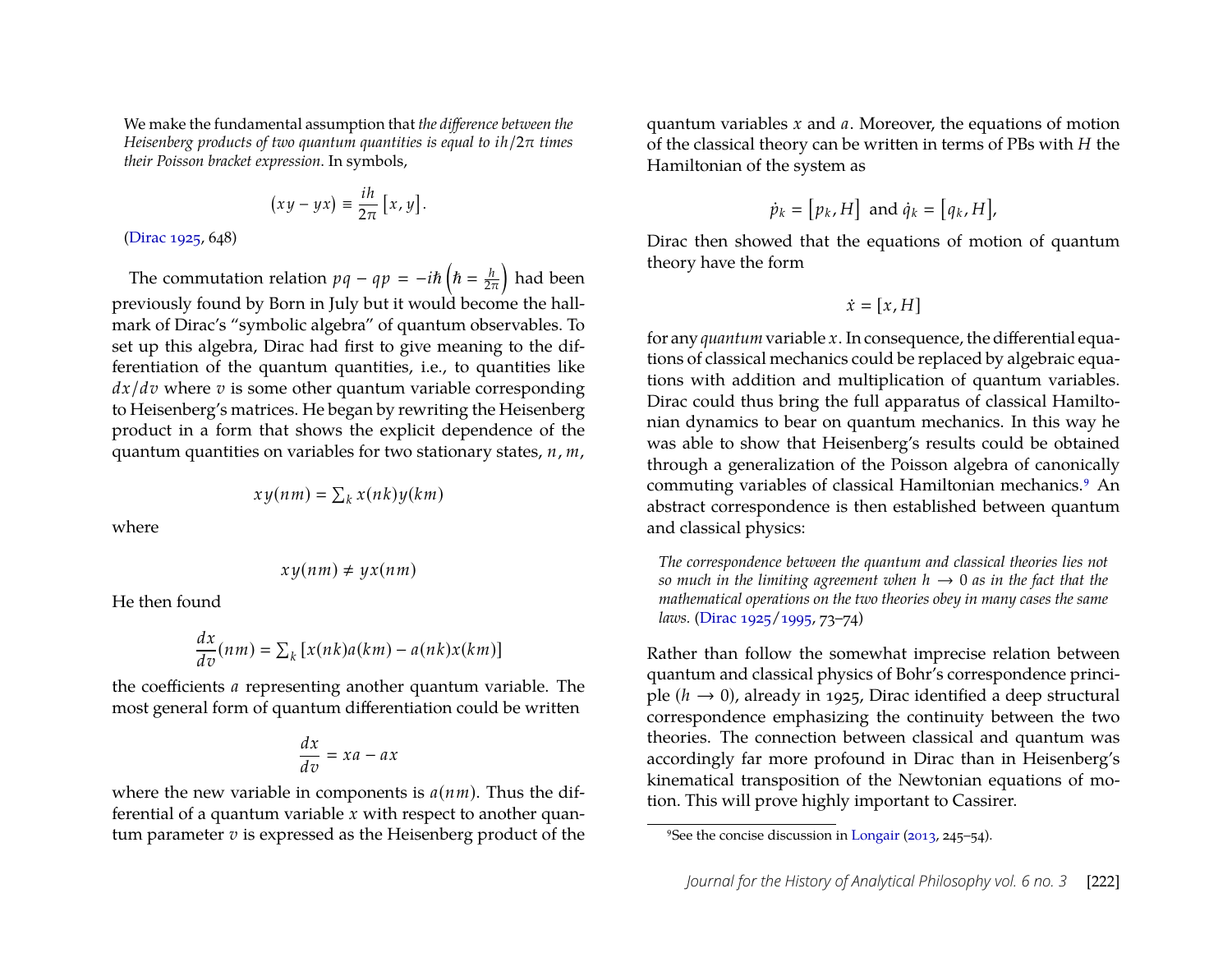> We make the fundamental assumption that *the difference between the Heisenberg products of two quantum quantities is equal to $ih/2\pi$ times their Poisson bracket expression*. In symbols,
>
> $$(xy - yx) \equiv \frac{ih}{2\pi}\left[x, y\right].$$
>
> (Dirac 1925, 648)

The commutation relation $pq - qp = -i\hbar\left(\hbar = \frac{h}{2\pi}\right)$ had been previously found by Born in July but it would become the hallmark of Dirac's "symbolic algebra" of quantum observables. To set up this algebra, Dirac had first to give meaning to the differentiation of the quantum quantities, i.e., to quantities like $dx/dv$ where $v$ is some other quantum variable corresponding to Heisenberg's matrices. He began by rewriting the Heisenberg product in a form that shows the explicit dependence of the quantum quantities on variables for two stationary states, $n, m$,

$$xy(nm) = \textstyle\sum_k x(nk)y(km)$$

where

$$xy(nm) \neq yx(nm)$$

He then found

$$\frac{dx}{dv}(nm) = \textstyle\sum_k \left[x(nk)a(km) - a(nk)x(km)\right]$$

the coefficients $a$ representing another quantum variable. The most general form of quantum differentiation could be written

$$\frac{dx}{dv} = xa - ax$$

where the new variable in components is $a(nm)$. Thus the differential of a quantum variable $x$ with respect to another quantum parameter $v$ is expressed as the Heisenberg product of the quantum variables $x$ and $a$. Moreover, the equations of motion of the classical theory can be written in terms of PBs with $H$ the Hamiltonian of the system as

$$\dot{p}_k = \left[p_k, H\right] \text{ and } \dot{q}_k = \left[q_k, H\right],$$

Dirac then showed that the equations of motion of quantum theory have the form

$$\dot{x} = [x, H]$$

for any *quantum* variable $x$. In consequence, the differential equations of classical mechanics could be replaced by algebraic equations with addition and multiplication of quantum variables. Dirac could thus bring the full apparatus of classical Hamiltonian dynamics to bear on quantum mechanics. In this way he was able to show that Heisenberg's results could be obtained through a generalization of the Poisson algebra of canonically commuting variables of classical Hamiltonian mechanics.[9] An abstract correspondence is then established between quantum and classical physics:

> *The correspondence between the quantum and classical theories lies not so much in the limiting agreement when $h \to 0$ as in the fact that the mathematical operations on the two theories obey in many cases the same laws.* (Dirac 1925/1995, 73–74)

Rather than follow the somewhat imprecise relation between quantum and classical physics of Bohr's correspondence principle ($h \to 0$), already in 1925, Dirac identified a deep structural correspondence emphasizing the continuity between the two theories. The connection between classical and quantum was accordingly far more profound in Dirac than in Heisenberg's kinematical transposition of the Newtonian equations of motion. This will prove highly important to Cassirer.

[9] See the concise discussion in Longair (2013, 245–54).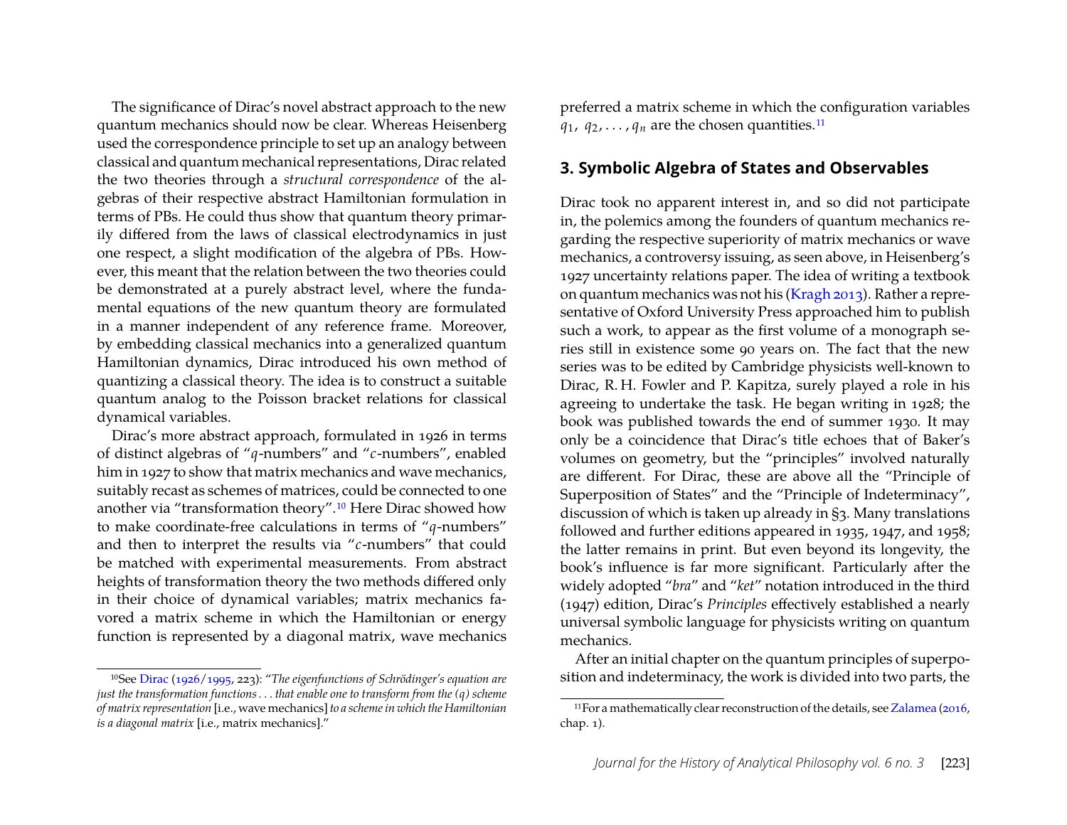The significance of Dirac's novel abstract approach to the new quantum mechanics should now be clear. Whereas Heisenberg used the correspondence principle to set up an analogy between classical and quantum mechanical representations, Dirac related the two theories through a *structural correspondence* of the algebras of their respective abstract Hamiltonian formulation in terms of PBs. He could thus show that quantum theory primarily differed from the laws of classical electrodynamics in just one respect, a slight modification of the algebra of PBs. However, this meant that the relation between the two theories could be demonstrated at a purely abstract level, where the fundamental equations of the new quantum theory are formulated in a manner independent of any reference frame. Moreover, by embedding classical mechanics into a generalized quantum Hamiltonian dynamics, Dirac introduced his own method of quantizing a classical theory. The idea is to construct a suitable quantum analog to the Poisson bracket relations for classical dynamical variables.

Dirac's more abstract approach, formulated in 1926 in terms of distinct algebras of "$q$-numbers" and "$c$-numbers", enabled him in 1927 to show that matrix mechanics and wave mechanics, suitably recast as schemes of matrices, could be connected to one another via "transformation theory".[10] Here Dirac showed how to make coordinate-free calculations in terms of "$q$-numbers" and then to interpret the results via "$c$-numbers" that could be matched with experimental measurements. From abstract heights of transformation theory the two methods differed only in their choice of dynamical variables; matrix mechanics favored a matrix scheme in which the Hamiltonian or energy function is represented by a diagonal matrix, wave mechanics preferred a matrix scheme in which the configuration variables $q_1, q_2, \ldots, q_n$ are the chosen quantities.[11]

## 3. Symbolic Algebra of States and Observables

Dirac took no apparent interest in, and so did not participate in, the polemics among the founders of quantum mechanics regarding the respective superiority of matrix mechanics or wave mechanics, a controversy issuing, as seen above, in Heisenberg's 1927 uncertainty relations paper. The idea of writing a textbook on quantum mechanics was not his (Kragh 2013). Rather a representative of Oxford University Press approached him to publish such a work, to appear as the first volume of a monograph series still in existence some 90 years on. The fact that the new series was to be edited by Cambridge physicists well-known to Dirac, R. H. Fowler and P. Kapitza, surely played a role in his agreeing to undertake the task. He began writing in 1928; the book was published towards the end of summer 1930. It may only be a coincidence that Dirac's title echoes that of Baker's volumes on geometry, but the "principles" involved naturally are different. For Dirac, these are above all the "Principle of Superposition of States" and the "Principle of Indeterminacy", discussion of which is taken up already in §3. Many translations followed and further editions appeared in 1935, 1947, and 1958; the latter remains in print. But even beyond its longevity, the book's influence is far more significant. Particularly after the widely adopted "*bra*" and "*ket*" notation introduced in the third (1947) edition, Dirac's *Principles* effectively established a nearly universal symbolic language for physicists writing on quantum mechanics.

After an initial chapter on the quantum principles of superposition and indeterminacy, the work is divided into two parts, the

[10] See Dirac (1926/1995, 223): "*The eigenfunctions of Schrödinger's equation are just the transformation functions . . . that enable one to transform from the (q) scheme of matrix representation* [i.e., wave mechanics] *to a scheme in which the Hamiltonian is a diagonal matrix* [i.e., matrix mechanics]."

[11] For a mathematically clear reconstruction of the details, see Zalamea (2016, chap. 1).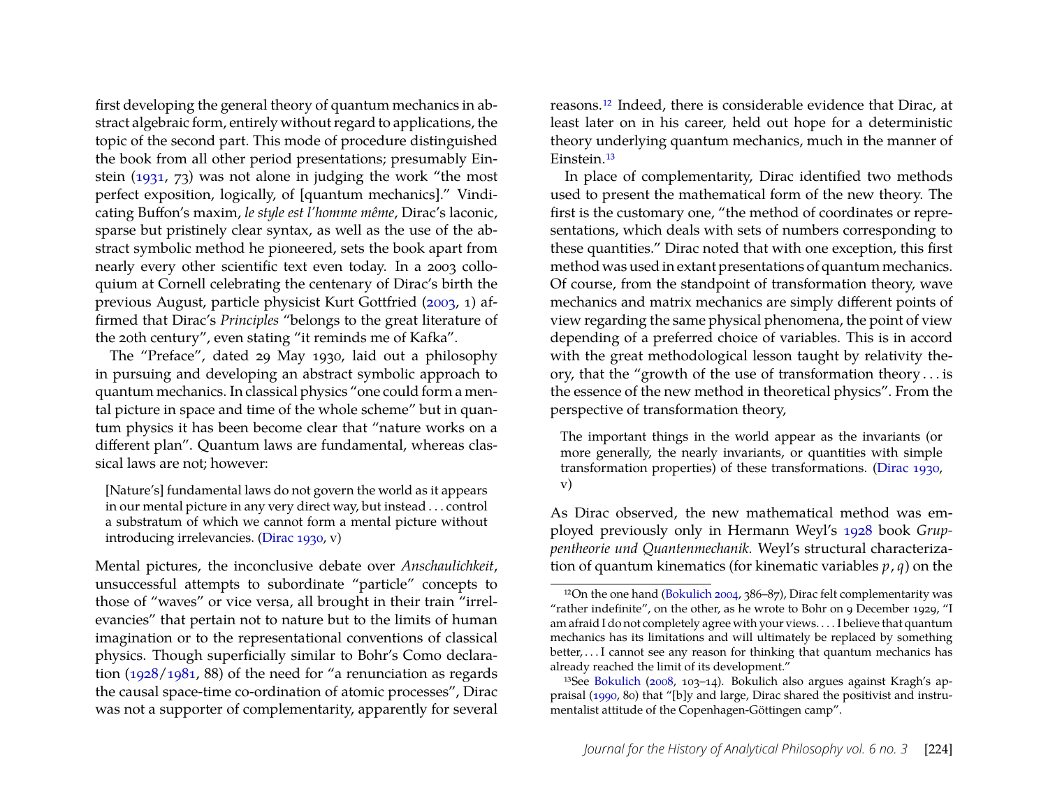first developing the general theory of quantum mechanics in abstract algebraic form, entirely without regard to applications, the topic of the second part. This mode of procedure distinguished the book from all other period presentations; presumably Einstein (1931, 73) was not alone in judging the work "the most perfect exposition, logically, of [quantum mechanics]." Vindicating Buffon's maxim, *le style est l'homme même*, Dirac's laconic, sparse but pristinely clear syntax, as well as the use of the abstract symbolic method he pioneered, sets the book apart from nearly every other scientific text even today. In a 2003 colloquium at Cornell celebrating the centenary of Dirac's birth the previous August, particle physicist Kurt Gottfried (2003, 1) affirmed that Dirac's *Principles* "belongs to the great literature of the 20th century", even stating "it reminds me of Kafka".

The "Preface", dated 29 May 1930, laid out a philosophy in pursuing and developing an abstract symbolic approach to quantum mechanics. In classical physics "one could form a mental picture in space and time of the whole scheme" but in quantum physics it has been become clear that "nature works on a different plan". Quantum laws are fundamental, whereas classical laws are not; however:

> [Nature's] fundamental laws do not govern the world as it appears in our mental picture in any very direct way, but instead . . . control a substratum of which we cannot form a mental picture without introducing irrelevancies. (Dirac 1930, v)

Mental pictures, the inconclusive debate over *Anschaulichkeit*, unsuccessful attempts to subordinate "particle" concepts to those of "waves" or vice versa, all brought in their train "irrelevancies" that pertain not to nature but to the limits of human imagination or to the representational conventions of classical physics. Though superficially similar to Bohr's Como declaration (1928/1981, 88) of the need for "a renunciation as regards the causal space-time co-ordination of atomic processes", Dirac was not a supporter of complementarity, apparently for several reasons.[12] Indeed, there is considerable evidence that Dirac, at least later on in his career, held out hope for a deterministic theory underlying quantum mechanics, much in the manner of Einstein.[13]

In place of complementarity, Dirac identified two methods used to present the mathematical form of the new theory. The first is the customary one, "the method of coordinates or representations, which deals with sets of numbers corresponding to these quantities." Dirac noted that with one exception, this first method was used in extant presentations of quantum mechanics. Of course, from the standpoint of transformation theory, wave mechanics and matrix mechanics are simply different points of view regarding the same physical phenomena, the point of view depending of a preferred choice of variables. This is in accord with the great methodological lesson taught by relativity theory, that the "growth of the use of transformation theory . . . is the essence of the new method in theoretical physics". From the perspective of transformation theory,

> The important things in the world appear as the invariants (or more generally, the nearly invariants, or quantities with simple transformation properties) of these transformations. (Dirac 1930, v)

As Dirac observed, the new mathematical method was employed previously only in Hermann Weyl's 1928 book *Gruppentheorie und Quantenmechanik.* Weyl's structural characterization of quantum kinematics (for kinematic variables $p$, $q$) on the

[12] On the one hand (Bokulich 2004, 386–87), Dirac felt complementarity was "rather indefinite", on the other, as he wrote to Bohr on 9 December 1929, "I am afraid I do not completely agree with your views. . . . I believe that quantum mechanics has its limitations and will ultimately be replaced by something better, . . . I cannot see any reason for thinking that quantum mechanics has already reached the limit of its development."

[13] See Bokulich (2008, 103–14). Bokulich also argues against Kragh's appraisal (1990, 80) that "[b]y and large, Dirac shared the positivist and instrumentalist attitude of the Copenhagen-Göttingen camp".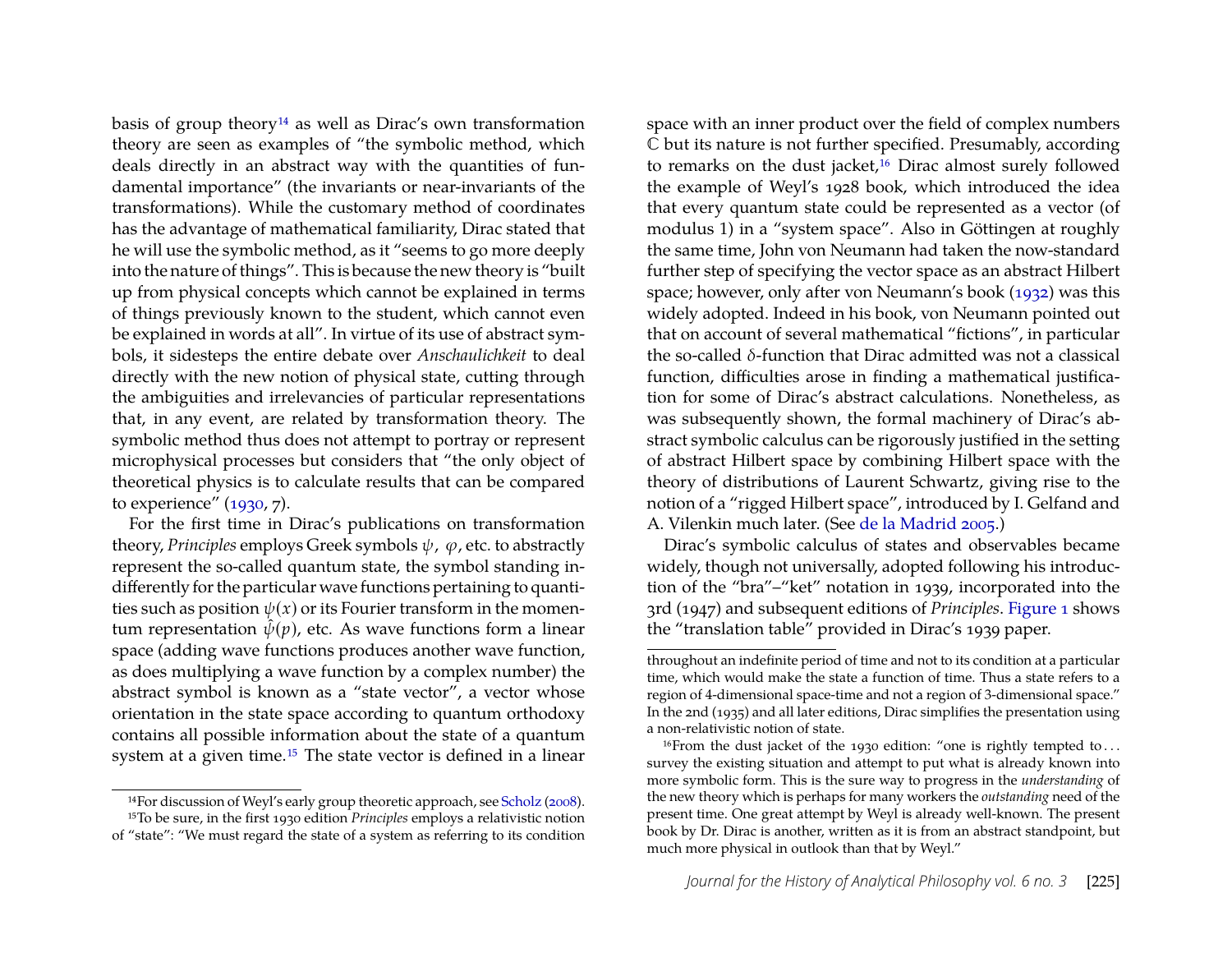basis of group theory[14] as well as Dirac's own transformation theory are seen as examples of "the symbolic method, which deals directly in an abstract way with the quantities of fundamental importance" (the invariants or near-invariants of the transformations). While the customary method of coordinates has the advantage of mathematical familiarity, Dirac stated that he will use the symbolic method, as it "seems to go more deeply into the nature of things". This is because the new theory is "built up from physical concepts which cannot be explained in terms of things previously known to the student, which cannot even be explained in words at all". In virtue of its use of abstract symbols, it sidesteps the entire debate over *Anschaulichkeit* to deal directly with the new notion of physical state, cutting through the ambiguities and irrelevancies of particular representations that, in any event, are related by transformation theory. The symbolic method thus does not attempt to portray or represent microphysical processes but considers that "the only object of theoretical physics is to calculate results that can be compared to experience" (1930, 7).

For the first time in Dirac's publications on transformation theory, *Principles* employs Greek symbols $\psi$, $\varphi$, etc. to abstractly represent the so-called quantum state, the symbol standing indifferently for the particular wave functions pertaining to quantities such as position $\psi(x)$ or its Fourier transform in the momentum representation $\hat{\psi}(p)$, etc. As wave functions form a linear space (adding wave functions produces another wave function, as does multiplying a wave function by a complex number) the abstract symbol is known as a "state vector", a vector whose orientation in the state space according to quantum orthodoxy contains all possible information about the state of a quantum system at a given time.[15] The state vector is defined in a linear space with an inner product over the field of complex numbers $\mathbb{C}$ but its nature is not further specified. Presumably, according to remarks on the dust jacket,[16] Dirac almost surely followed the example of Weyl's 1928 book, which introduced the idea that every quantum state could be represented as a vector (of modulus 1) in a "system space". Also in Göttingen at roughly the same time, John von Neumann had taken the now-standard further step of specifying the vector space as an abstract Hilbert space; however, only after von Neumann's book (1932) was this widely adopted. Indeed in his book, von Neumann pointed out that on account of several mathematical "fictions", in particular the so-called $\delta$-function that Dirac admitted was not a classical function, difficulties arose in finding a mathematical justification for some of Dirac's abstract calculations. Nonetheless, as was subsequently shown, the formal machinery of Dirac's abstract symbolic calculus can be rigorously justified in the setting of abstract Hilbert space by combining Hilbert space with the theory of distributions of Laurent Schwartz, giving rise to the notion of a "rigged Hilbert space", introduced by I. Gelfand and A. Vilenkin much later. (See de la Madrid 2005.)

Dirac's symbolic calculus of states and observables became widely, though not universally, adopted following his introduction of the "bra"–"ket" notation in 1939, incorporated into the 3rd (1947) and subsequent editions of *Principles*. Figure 1 shows the "translation table" provided in Dirac's 1939 paper.

---

[14] For discussion of Weyl's early group theoretic approach, see Scholz (2008).

[15] To be sure, in the first 1930 edition *Principles* employs a relativistic notion of "state": "We must regard the state of a system as referring to its condition throughout an indefinite period of time and not to its condition at a particular time, which would make the state a function of time. Thus a state refers to a region of 4-dimensional space-time and not a region of 3-dimensional space." In the 2nd (1935) and all later editions, Dirac simplifies the presentation using a non-relativistic notion of state.

[16] From the dust jacket of the 1930 edition: "one is rightly tempted to . . . survey the existing situation and attempt to put what is already known into more symbolic form. This is the sure way to progress in the *understanding* of the new theory which is perhaps for many workers the *outstanding* need of the present time. One great attempt by Weyl is already well-known. The present book by Dr. Dirac is another, written as it is from an abstract standpoint, but much more physical in outlook than that by Weyl."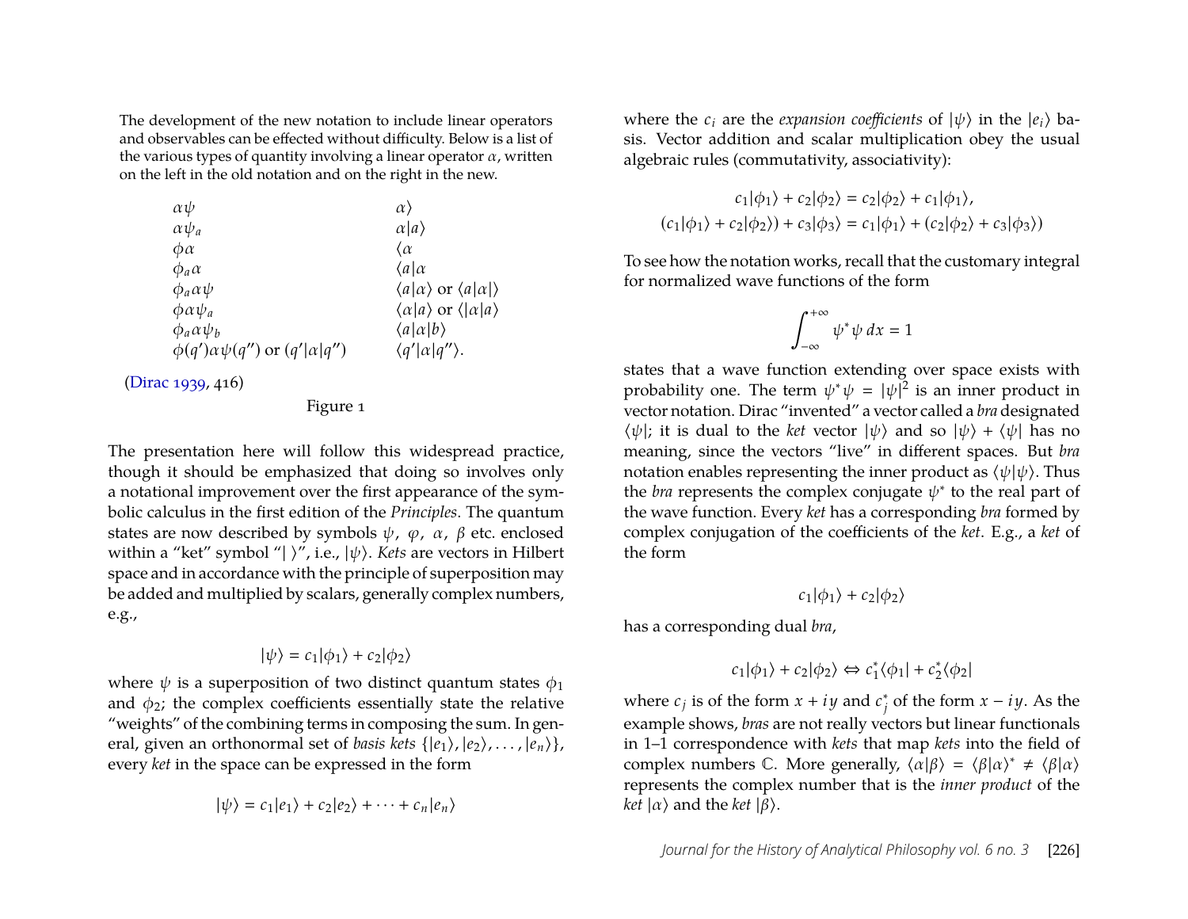The development of the new notation to include linear operators and observables can be effected without difficulty. Below is a list of the various types of quantity involving a linear operator $\alpha$, written on the left in the old notation and on the right in the new.

| | |
|---|---|
| $\alpha\psi$ | $\alpha\rangle$ |
| $\alpha\psi_a$ | $\alpha\|a\rangle$ |
| $\phi\alpha$ | $\langle\alpha$ |
| $\phi_a\alpha$ | $\langle a\|\alpha$ |
| $\phi_a\alpha\psi$ | $\langle a\|\alpha\rangle$ or $\langle a\|\alpha\|\rangle$ |
| $\phi\alpha\psi_a$ | $\langle\alpha\|a\rangle$ or $\langle\|\alpha\|a\rangle$ |
| $\phi_a\alpha\psi_b$ | $\langle a\|\alpha\|b\rangle$ |
| $\phi(q')\alpha\psi(q'')$ or $(q'\|\alpha\|q'')$ | $\langle q'\|\alpha\|q''\rangle$. |

(Dirac 1939, 416)

Figure 1

The presentation here will follow this widespread practice, though it should be emphasized that doing so involves only a notational improvement over the first appearance of the symbolic calculus in the first edition of the *Principles*. The quantum states are now described by symbols $\psi$, $\varphi$, $\alpha$, $\beta$ etc. enclosed within a "ket" symbol "$|\ \rangle$", i.e., $|\psi\rangle$. *Kets* are vectors in Hilbert space and in accordance with the principle of superposition may be added and multiplied by scalars, generally complex numbers, e.g.,

$$|\psi\rangle = c_1|\phi_1\rangle + c_2|\phi_2\rangle$$

where $\psi$ is a superposition of two distinct quantum states $\phi_1$ and $\phi_2$; the complex coefficients essentially state the relative "weights" of the combining terms in composing the sum. In general, given an orthonormal set of *basis kets* $\{|e_1\rangle, |e_2\rangle, \ldots, |e_n\rangle\}$, every *ket* in the space can be expressed in the form

$$|\psi\rangle = c_1|e_1\rangle + c_2|e_2\rangle + \cdots + c_n|e_n\rangle$$

where the $c_i$ are the *expansion coefficients* of $|\psi\rangle$ in the $|e_i\rangle$ basis. Vector addition and scalar multiplication obey the usual algebraic rules (commutativity, associativity):

$$c_1|\phi_1\rangle + c_2|\phi_2\rangle = c_2|\phi_2\rangle + c_1|\phi_1\rangle,$$
$$(c_1|\phi_1\rangle + c_2|\phi_2\rangle) + c_3|\phi_3\rangle = c_1|\phi_1\rangle + (c_2|\phi_2\rangle + c_3|\phi_3\rangle)$$

To see how the notation works, recall that the customary integral for normalized wave functions of the form

$$\int_{-\infty}^{+\infty} \psi^*\psi\, dx = 1$$

states that a wave function extending over space exists with probability one. The term $\psi^*\psi = |\psi|^2$ is an inner product in vector notation. Dirac "invented" a vector called a *bra* designated $\langle\psi|$; it is dual to the *ket* vector $|\psi\rangle$ and so $|\psi\rangle + \langle\psi|$ has no meaning, since the vectors "live" in different spaces. But *bra* notation enables representing the inner product as $\langle\psi|\psi\rangle$. Thus the *bra* represents the complex conjugate $\psi^*$ to the real part of the wave function. Every *ket* has a corresponding *bra* formed by complex conjugation of the coefficients of the *ket*. E.g., a *ket* of the form

$$c_1|\phi_1\rangle + c_2|\phi_2\rangle$$

has a corresponding dual *bra*,

$$c_1|\phi_1\rangle + c_2|\phi_2\rangle \Leftrightarrow c_1^*\langle\phi_1| + c_2^*\langle\phi_2|$$

where $c_j$ is of the form $x + iy$ and $c_j^*$ of the form $x - iy$. As the example shows, *bras* are not really vectors but linear functionals in 1–1 correspondence with *kets* that map *kets* into the field of complex numbers $\mathbb{C}$. More generally, $\langle\alpha|\beta\rangle = \langle\beta|\alpha\rangle^* \neq \langle\beta|\alpha\rangle$ represents the complex number that is the *inner product* of the *ket* $|\alpha\rangle$ and the *ket* $|\beta\rangle$.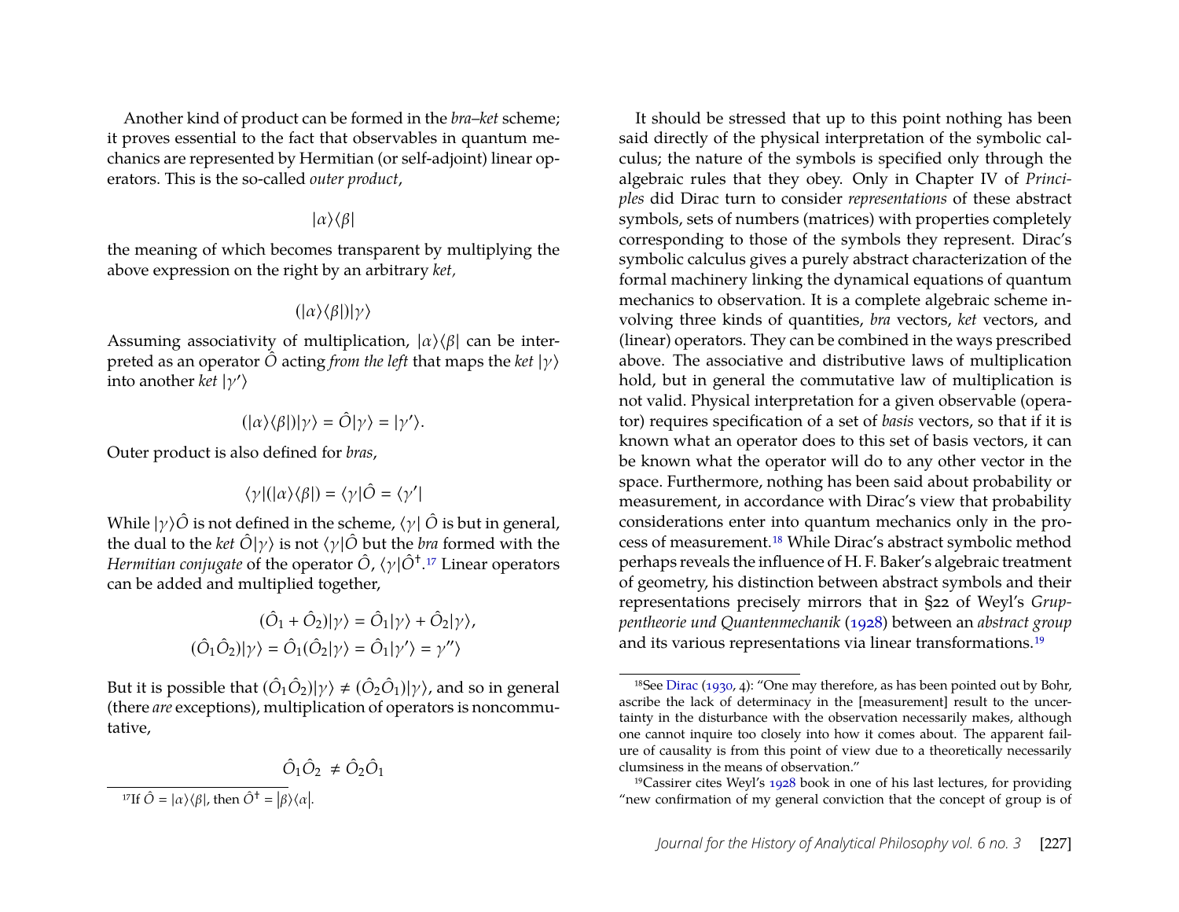Another kind of product can be formed in the *bra–ket* scheme; it proves essential to the fact that observables in quantum mechanics are represented by Hermitian (or self-adjoint) linear operators. This is the so-called *outer product*,

$$|\alpha\rangle\langle\beta|$$

the meaning of which becomes transparent by multiplying the above expression on the right by an arbitrary *ket,*

$$(|\alpha\rangle\langle\beta|)|\gamma\rangle$$

Assuming associativity of multiplication, $|\alpha\rangle\langle\beta|$ can be interpreted as an operator $\hat{O}$ acting *from the left* that maps the *ket* $|\gamma\rangle$ into another *ket* $|\gamma'\rangle$

$$(|\alpha\rangle\langle\beta|)|\gamma\rangle = \hat{O}|\gamma\rangle = |\gamma'\rangle.$$

Outer product is also defined for *bras*,

$$\langle\gamma|(|\alpha\rangle\langle\beta|) = \langle\gamma|\hat{O} = \langle\gamma'|$$

While $|\gamma\rangle\hat{O}$ is not defined in the scheme, $\langle\gamma|\ \hat{O}$ is but in general, the dual to the *ket* $\hat{O}|\gamma\rangle$ is not $\langle\gamma|\hat{O}$ but the *bra* formed with the *Hermitian conjugate* of the operator $\hat{O}$, $\langle\gamma|\hat{O}^{\dagger}$.[17] Linear operators can be added and multiplied together,

$$(\hat{O}_1 + \hat{O}_2)|\gamma\rangle = \hat{O}_1|\gamma\rangle + \hat{O}_2|\gamma\rangle,$$
$$(\hat{O}_1\hat{O}_2)|\gamma\rangle = \hat{O}_1(\hat{O}_2|\gamma\rangle = \hat{O}_1|\gamma'\rangle = \gamma''\rangle$$

But it is possible that $(\hat{O}_1\hat{O}_2)|\gamma\rangle \neq (\hat{O}_2\hat{O}_1)|\gamma\rangle$, and so in general (there *are* exceptions), multiplication of operators is noncommutative,

$$\hat{O}_1\hat{O}_2 \neq \hat{O}_2\hat{O}_1$$

[17]If $\hat{O} = |\alpha\rangle\langle\beta|$, then $\hat{O}^{\dagger} = |\beta\rangle\langle\alpha|$.

It should be stressed that up to this point nothing has been said directly of the physical interpretation of the symbolic calculus; the nature of the symbols is specified only through the algebraic rules that they obey. Only in Chapter IV of *Principles* did Dirac turn to consider *representations* of these abstract symbols, sets of numbers (matrices) with properties completely corresponding to those of the symbols they represent. Dirac's symbolic calculus gives a purely abstract characterization of the formal machinery linking the dynamical equations of quantum mechanics to observation. It is a complete algebraic scheme involving three kinds of quantities, *bra* vectors, *ket* vectors, and (linear) operators. They can be combined in the ways prescribed above. The associative and distributive laws of multiplication hold, but in general the commutative law of multiplication is not valid. Physical interpretation for a given observable (operator) requires specification of a set of *basis* vectors, so that if it is known what an operator does to this set of basis vectors, it can be known what the operator will do to any other vector in the space. Furthermore, nothing has been said about probability or measurement, in accordance with Dirac's view that probability considerations enter into quantum mechanics only in the process of measurement.[18] While Dirac's abstract symbolic method perhaps reveals the influence of H. F. Baker's algebraic treatment of geometry, his distinction between abstract symbols and their representations precisely mirrors that in §22 of Weyl's *Gruppentheorie und Quantenmechanik* (1928) between an *abstract group* and its various representations via linear transformations.[19]

[18]See Dirac (1930, 4): "One may therefore, as has been pointed out by Bohr, ascribe the lack of determinacy in the [measurement] result to the uncertainty in the disturbance with the observation necessarily makes, although one cannot inquire too closely into how it comes about. The apparent failure of causality is from this point of view due to a theoretically necessarily clumsiness in the means of observation."

[19]Cassirer cites Weyl's 1928 book in one of his last lectures, for providing "new confirmation of my general conviction that the concept of group is of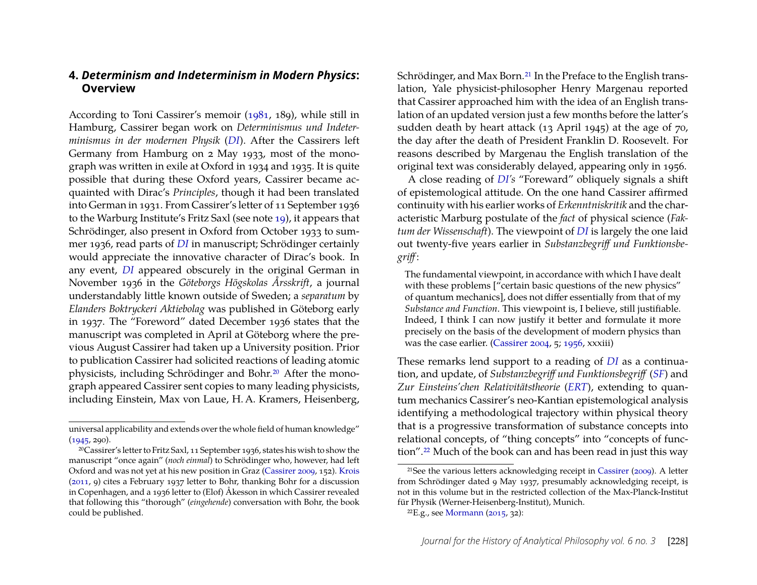## 4. *Determinism and Indeterminism in Modern Physics*: Overview

According to Toni Cassirer's memoir (1981, 189), while still in Hamburg, Cassirer began work on *Determinismus und Indeterminismus in der modernen Physik* (*DI*). After the Cassirers left Germany from Hamburg on 2 May 1933, most of the monograph was written in exile at Oxford in 1934 and 1935. It is quite possible that during these Oxford years, Cassirer became acquainted with Dirac's *Principles*, though it had been translated into German in 1931. From Cassirer's letter of 11 September 1936 to the Warburg Institute's Fritz Saxl (see note 19), it appears that Schrödinger, also present in Oxford from October 1933 to summer 1936, read parts of *DI* in manuscript; Schrödinger certainly would appreciate the innovative character of Dirac's book. In any event, *DI* appeared obscurely in the original German in November 1936 in the *Göteborgs Högskolas Årsskrift*, a journal understandably little known outside of Sweden; a *separatum* by *Elanders Boktryckeri Aktiebolag* was published in Göteborg early in 1937. The "Foreword" dated December 1936 states that the manuscript was completed in April at Göteborg where the previous August Cassirer had taken up a University position. Prior to publication Cassirer had solicited reactions of leading atomic physicists, including Schrödinger and Bohr.[20] After the monograph appeared Cassirer sent copies to many leading physicists, including Einstein, Max von Laue, H. A. Kramers, Heisenberg, Schrödinger, and Max Born.[21] In the Preface to the English translation, Yale physicist-philosopher Henry Margenau reported that Cassirer approached him with the idea of an English translation of an updated version just a few months before the latter's sudden death by heart attack (13 April 1945) at the age of 70, the day after the death of President Franklin D. Roosevelt. For reasons described by Margenau the English translation of the original text was considerably delayed, appearing only in 1956.

A close reading of *DI's* "Foreward" obliquely signals a shift of epistemological attitude. On the one hand Cassirer affirmed continuity with his earlier works of *Erkenntniskritik* and the characteristic Marburg postulate of the *fact* of physical science (*Faktum der Wissenschaft*). The viewpoint of *DI* is largely the one laid out twenty-five years earlier in *Substanzbegriff und Funktionsbegriff*:

> The fundamental viewpoint, in accordance with which I have dealt with these problems ["certain basic questions of the new physics" of quantum mechanics], does not differ essentially from that of my *Substance and Function*. This viewpoint is, I believe, still justifiable. Indeed, I think I can now justify it better and formulate it more precisely on the basis of the development of modern physics than was the case earlier. (Cassirer 2004, 5; 1956, xxiii)

These remarks lend support to a reading of *DI* as a continuation, and update, of *Substanzbegriff und Funktionsbegriff* (*SF*) and *Zur Einsteins'chen Relativitätstheorie* (*ERT*), extending to quantum mechanics Cassirer's neo-Kantian epistemological analysis identifying a methodological trajectory within physical theory that is a progressive transformation of substance concepts into relational concepts, of "thing concepts" into "concepts of function".[22] Much of the book can and has been read in just this way

---

universal applicability and extends over the whole field of human knowledge" (1945, 290).

[20] Cassirer's letter to Fritz Saxl, 11 September 1936, states his wish to show the manuscript "once again" (*noch einmal*) to Schrödinger who, however, had left Oxford and was not yet at his new position in Graz (Cassirer 2009, 152). Krois (2011, 9) cites a February 1937 letter to Bohr, thanking Bohr for a discussion in Copenhagen, and a 1936 letter to (Elof) Åkesson in which Cassirer revealed that following this "thorough" (*eingehende*) conversation with Bohr, the book could be published.

[21] See the various letters acknowledging receipt in Cassirer (2009). A letter from Schrödinger dated 9 May 1937, presumably acknowledging receipt, is not in this volume but in the restricted collection of the Max-Planck-Institut für Physik (Werner-Heisenberg-Institut), Munich.

[22] E.g., see Mormann (2015, 32):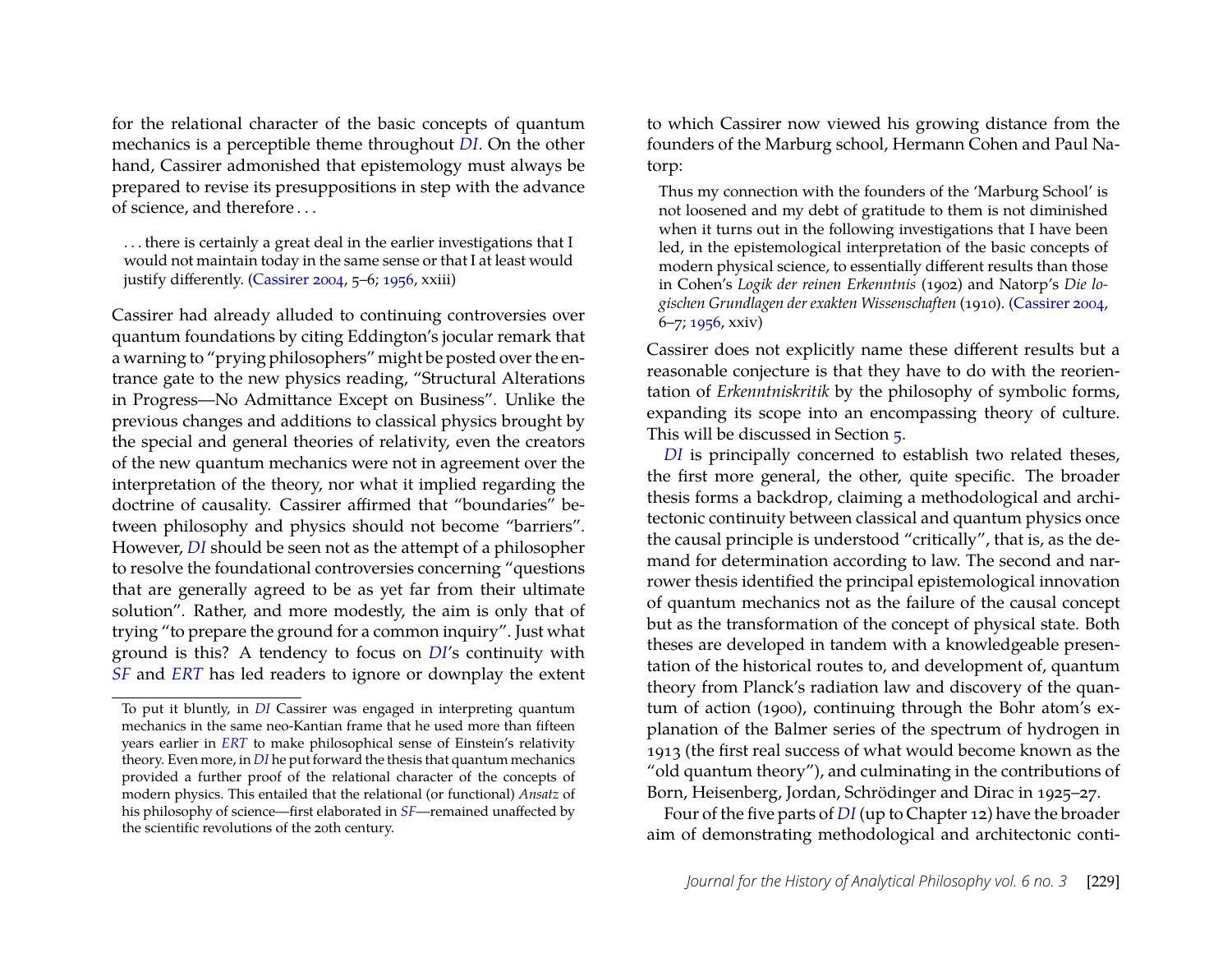for the relational character of the basic concepts of quantum mechanics is a perceptible theme throughout *DI*. On the other hand, Cassirer admonished that epistemology must always be prepared to revise its presuppositions in step with the advance of science, and therefore . . .

> . . . there is certainly a great deal in the earlier investigations that I would not maintain today in the same sense or that I at least would justify differently. (Cassirer 2004, 5–6; 1956, xxiii)

Cassirer had already alluded to continuing controversies over quantum foundations by citing Eddington's jocular remark that a warning to "prying philosophers" might be posted over the entrance gate to the new physics reading, "Structural Alterations in Progress—No Admittance Except on Business". Unlike the previous changes and additions to classical physics brought by the special and general theories of relativity, even the creators of the new quantum mechanics were not in agreement over the interpretation of the theory, nor what it implied regarding the doctrine of causality. Cassirer affirmed that "boundaries" between philosophy and physics should not become "barriers". However, *DI* should be seen not as the attempt of a philosopher to resolve the foundational controversies concerning "questions that are generally agreed to be as yet far from their ultimate solution". Rather, and more modestly, the aim is only that of trying "to prepare the ground for a common inquiry". Just what ground is this? A tendency to focus on *DI*'s continuity with *SF* and *ERT* has led readers to ignore or downplay the extent to which Cassirer now viewed his growing distance from the founders of the Marburg school, Hermann Cohen and Paul Natorp:

> Thus my connection with the founders of the 'Marburg School' is not loosened and my debt of gratitude to them is not diminished when it turns out in the following investigations that I have been led, in the epistemological interpretation of the basic concepts of modern physical science, to essentially different results than those in Cohen's *Logik der reinen Erkenntnis* (1902) and Natorp's *Die logischen Grundlagen der exakten Wissenschaften* (1910). (Cassirer 2004, 6–7; 1956, xxiv)

Cassirer does not explicitly name these different results but a reasonable conjecture is that they have to do with the reorientation of *Erkenntniskritik* by the philosophy of symbolic forms, expanding its scope into an encompassing theory of culture. This will be discussed in Section 5.

*DI* is principally concerned to establish two related theses, the first more general, the other, quite specific. The broader thesis forms a backdrop, claiming a methodological and architectonic continuity between classical and quantum physics once the causal principle is understood "critically", that is, as the demand for determination according to law. The second and narrower thesis identified the principal epistemological innovation of quantum mechanics not as the failure of the causal concept but as the transformation of the concept of physical state. Both theses are developed in tandem with a knowledgeable presentation of the historical routes to, and development of, quantum theory from Planck's radiation law and discovery of the quantum of action (1900), continuing through the Bohr atom's explanation of the Balmer series of the spectrum of hydrogen in 1913 (the first real success of what would become known as the "old quantum theory"), and culminating in the contributions of Born, Heisenberg, Jordan, Schrödinger and Dirac in 1925–27.

Four of the five parts of *DI* (up to Chapter 12) have the broader aim of demonstrating methodological and architectonic conti-

---

To put it bluntly, in *DI* Cassirer was engaged in interpreting quantum mechanics in the same neo-Kantian frame that he used more than fifteen years earlier in *ERT* to make philosophical sense of Einstein's relativity theory. Even more, in *DI* he put forward the thesis that quantum mechanics provided a further proof of the relational character of the concepts of modern physics. This entailed that the relational (or functional) *Ansatz* of his philosophy of science—first elaborated in *SF*—remained unaffected by the scientific revolutions of the 20th century.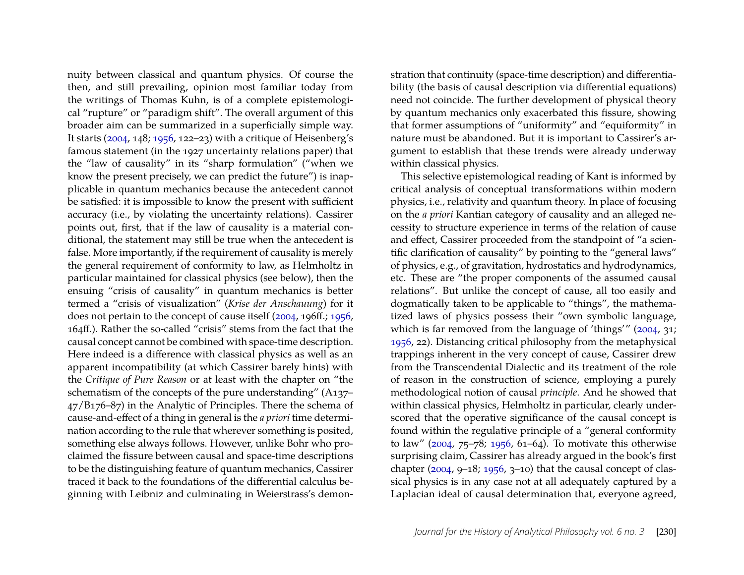nuity between classical and quantum physics. Of course the then, and still prevailing, opinion most familiar today from the writings of Thomas Kuhn, is of a complete epistemological "rupture" or "paradigm shift". The overall argument of this broader aim can be summarized in a superficially simple way. It starts (2004, 148; 1956, 122–23) with a critique of Heisenberg's famous statement (in the 1927 uncertainty relations paper) that the "law of causality" in its "sharp formulation" ("when we know the present precisely, we can predict the future") is inapplicable in quantum mechanics because the antecedent cannot be satisfied: it is impossible to know the present with sufficient accuracy (i.e., by violating the uncertainty relations). Cassirer points out, first, that if the law of causality is a material conditional, the statement may still be true when the antecedent is false. More importantly, if the requirement of causality is merely the general requirement of conformity to law, as Helmholtz in particular maintained for classical physics (see below), then the ensuing "crisis of causality" in quantum mechanics is better termed a "crisis of visualization" (*Krise der Anschauung*) for it does not pertain to the concept of cause itself (2004, 196ff.; 1956, 164ff.). Rather the so-called "crisis" stems from the fact that the causal concept cannot be combined with space-time description. Here indeed is a difference with classical physics as well as an apparent incompatibility (at which Cassirer barely hints) with the *Critique of Pure Reason* or at least with the chapter on "the schematism of the concepts of the pure understanding" (A137–47/B176–87) in the Analytic of Principles. There the schema of cause-and-effect of a thing in general is the *a priori* time determination according to the rule that wherever something is posited, something else always follows. However, unlike Bohr who proclaimed the fissure between causal and space-time descriptions to be the distinguishing feature of quantum mechanics, Cassirer traced it back to the foundations of the differential calculus beginning with Leibniz and culminating in Weierstrass's demonstration that continuity (space-time description) and differentiability (the basis of causal description via differential equations) need not coincide. The further development of physical theory by quantum mechanics only exacerbated this fissure, showing that former assumptions of "uniformity" and "equiformity" in nature must be abandoned. But it is important to Cassirer's argument to establish that these trends were already underway within classical physics.

This selective epistemological reading of Kant is informed by critical analysis of conceptual transformations within modern physics, i.e., relativity and quantum theory. In place of focusing on the *a priori* Kantian category of causality and an alleged necessity to structure experience in terms of the relation of cause and effect, Cassirer proceeded from the standpoint of "a scientific clarification of causality" by pointing to the "general laws" of physics, e.g., of gravitation, hydrostatics and hydrodynamics, etc. These are "the proper components of the assumed causal relations". But unlike the concept of cause, all too easily and dogmatically taken to be applicable to "things", the mathematized laws of physics possess their "own symbolic language, which is far removed from the language of 'things'" (2004, 31; 1956, 22). Distancing critical philosophy from the metaphysical trappings inherent in the very concept of cause, Cassirer drew from the Transcendental Dialectic and its treatment of the role of reason in the construction of science, employing a purely methodological notion of causal *principle*. And he showed that within classical physics, Helmholtz in particular, clearly underscored that the operative significance of the causal concept is found within the regulative principle of a "general conformity to law" (2004, 75–78; 1956, 61–64). To motivate this otherwise surprising claim, Cassirer has already argued in the book's first chapter (2004, 9–18; 1956, 3–10) that the causal concept of classical physics is in any case not at all adequately captured by a Laplacian ideal of causal determination that, everyone agreed,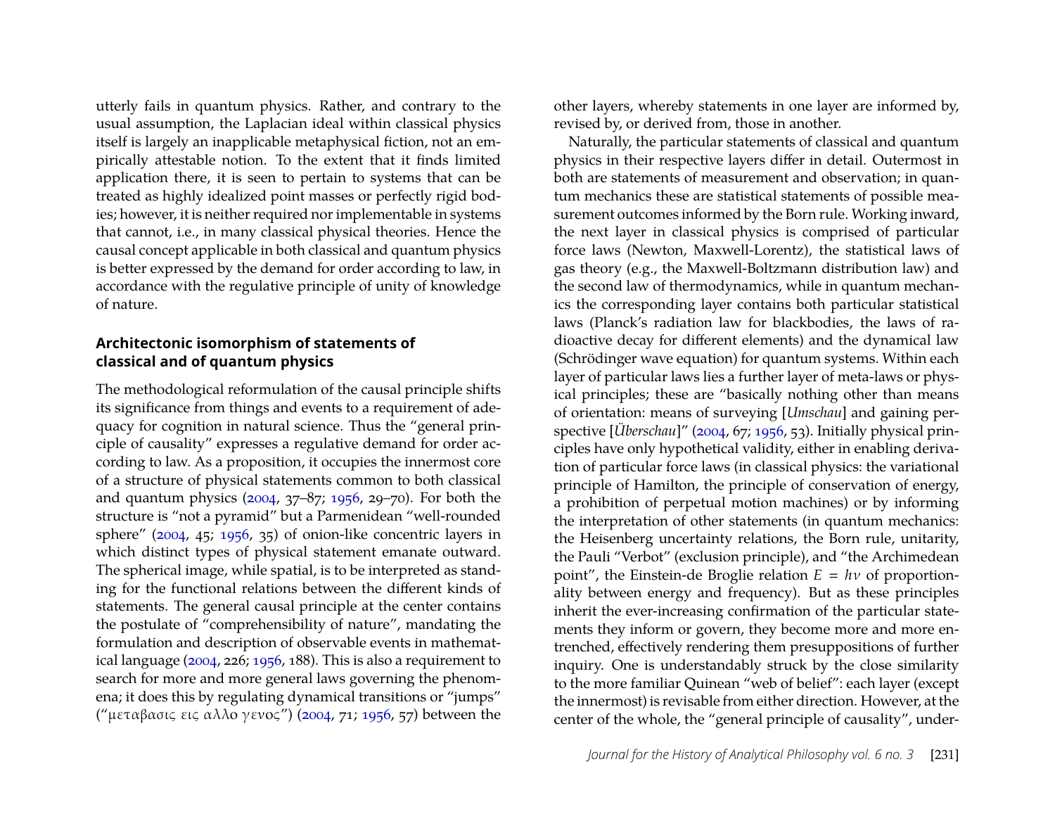utterly fails in quantum physics. Rather, and contrary to the usual assumption, the Laplacian ideal within classical physics itself is largely an inapplicable metaphysical fiction, not an empirically attestable notion. To the extent that it finds limited application there, it is seen to pertain to systems that can be treated as highly idealized point masses or perfectly rigid bodies; however, it is neither required nor implementable in systems that cannot, i.e., in many classical physical theories. Hence the causal concept applicable in both classical and quantum physics is better expressed by the demand for order according to law, in accordance with the regulative principle of unity of knowledge of nature.

### Architectonic isomorphism of statements of classical and of quantum physics

The methodological reformulation of the causal principle shifts its significance from things and events to a requirement of adequacy for cognition in natural science. Thus the "general principle of causality" expresses a regulative demand for order according to law. As a proposition, it occupies the innermost core of a structure of physical statements common to both classical and quantum physics (2004, 37–87; 1956, 29–70). For both the structure is "not a pyramid" but a Parmenidean "well-rounded sphere" (2004, 45; 1956, 35) of onion-like concentric layers in which distinct types of physical statement emanate outward. The spherical image, while spatial, is to be interpreted as standing for the functional relations between the different kinds of statements. The general causal principle at the center contains the postulate of "comprehensibility of nature", mandating the formulation and description of observable events in mathematical language (2004, 226; 1956, 188). This is also a requirement to search for more and more general laws governing the phenomena; it does this by regulating dynamical transitions or "jumps" ("μεταβασις εις αλλο γενος") (2004, 71; 1956, 57) between the other layers, whereby statements in one layer are informed by, revised by, or derived from, those in another.

Naturally, the particular statements of classical and quantum physics in their respective layers differ in detail. Outermost in both are statements of measurement and observation; in quantum mechanics these are statistical statements of possible measurement outcomes informed by the Born rule. Working inward, the next layer in classical physics is comprised of particular force laws (Newton, Maxwell-Lorentz), the statistical laws of gas theory (e.g., the Maxwell-Boltzmann distribution law) and the second law of thermodynamics, while in quantum mechanics the corresponding layer contains both particular statistical laws (Planck's radiation law for blackbodies, the laws of radioactive decay for different elements) and the dynamical law (Schrödinger wave equation) for quantum systems. Within each layer of particular laws lies a further layer of meta-laws or physical principles; these are "basically nothing other than means of orientation: means of surveying [*Umschau*] and gaining perspective [*Überschau*]" (2004, 67; 1956, 53). Initially physical principles have only hypothetical validity, either in enabling derivation of particular force laws (in classical physics: the variational principle of Hamilton, the principle of conservation of energy, a prohibition of perpetual motion machines) or by informing the interpretation of other statements (in quantum mechanics: the Heisenberg uncertainty relations, the Born rule, unitarity, the Pauli "Verbot" (exclusion principle), and "the Archimedean point", the Einstein-de Broglie relation $E = h\nu$ of proportionality between energy and frequency). But as these principles inherit the ever-increasing confirmation of the particular statements they inform or govern, they become more and more entrenched, effectively rendering them presuppositions of further inquiry. One is understandably struck by the close similarity to the more familiar Quinean "web of belief": each layer (except the innermost) is revisable from either direction. However, at the center of the whole, the "general principle of causality", under-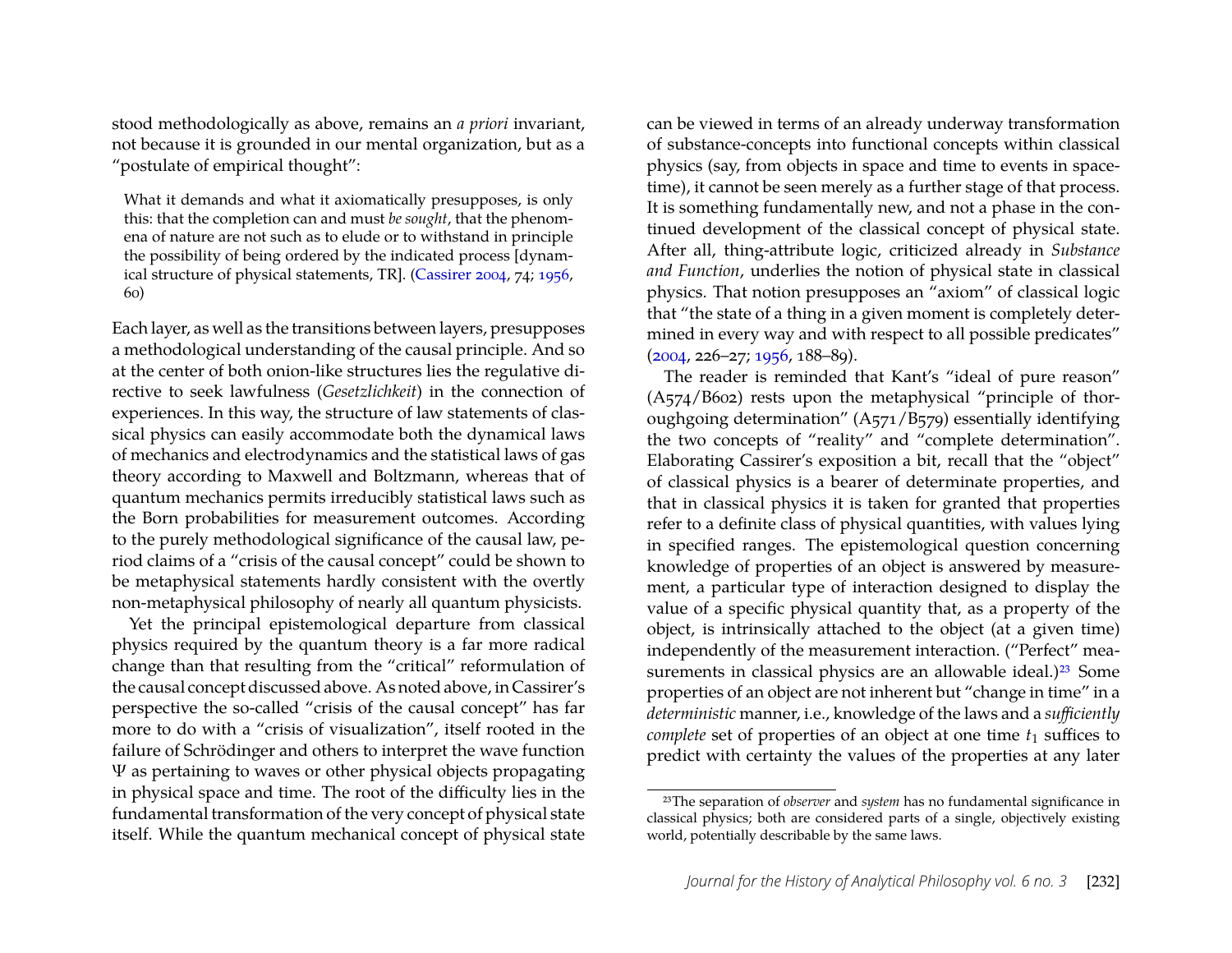stood methodologically as above, remains an *a priori* invariant, not because it is grounded in our mental organization, but as a "postulate of empirical thought":

> What it demands and what it axiomatically presupposes, is only this: that the completion can and must *be sought*, that the phenomena of nature are not such as to elude or to withstand in principle the possibility of being ordered by the indicated process [dynamical structure of physical statements, TR]. (Cassirer 2004, 74; 1956, 60)

Each layer, as well as the transitions between layers, presupposes a methodological understanding of the causal principle. And so at the center of both onion-like structures lies the regulative directive to seek lawfulness (*Gesetzlichkeit*) in the connection of experiences. In this way, the structure of law statements of classical physics can easily accommodate both the dynamical laws of mechanics and electrodynamics and the statistical laws of gas theory according to Maxwell and Boltzmann, whereas that of quantum mechanics permits irreducibly statistical laws such as the Born probabilities for measurement outcomes. According to the purely methodological significance of the causal law, period claims of a "crisis of the causal concept" could be shown to be metaphysical statements hardly consistent with the overtly non-metaphysical philosophy of nearly all quantum physicists.

Yet the principal epistemological departure from classical physics required by the quantum theory is a far more radical change than that resulting from the "critical" reformulation of the causal concept discussed above. As noted above, in Cassirer's perspective the so-called "crisis of the causal concept" has far more to do with a "crisis of visualization", itself rooted in the failure of Schrödinger and others to interpret the wave function $\Psi$ as pertaining to waves or other physical objects propagating in physical space and time. The root of the difficulty lies in the fundamental transformation of the very concept of physical state itself. While the quantum mechanical concept of physical state can be viewed in terms of an already underway transformation of substance-concepts into functional concepts within classical physics (say, from objects in space and time to events in space-time), it cannot be seen merely as a further stage of that process. It is something fundamentally new, and not a phase in the continued development of the classical concept of physical state. After all, thing-attribute logic, criticized already in *Substance and Function*, underlies the notion of physical state in classical physics. That notion presupposes an "axiom" of classical logic that "the state of a thing in a given moment is completely determined in every way and with respect to all possible predicates" (2004, 226–27; 1956, 188–89).

The reader is reminded that Kant's "ideal of pure reason" (A574/B602) rests upon the metaphysical "principle of thoroughgoing determination" (A571/B579) essentially identifying the two concepts of "reality" and "complete determination". Elaborating Cassirer's exposition a bit, recall that the "object" of classical physics is a bearer of determinate properties, and that in classical physics it is taken for granted that properties refer to a definite class of physical quantities, with values lying in specified ranges. The epistemological question concerning knowledge of properties of an object is answered by measurement, a particular type of interaction designed to display the value of a specific physical quantity that, as a property of the object, is intrinsically attached to the object (at a given time) independently of the measurement interaction. ("Perfect" measurements in classical physics are an allowable ideal.)[23] Some properties of an object are not inherent but "change in time" in a *deterministic* manner, i.e., knowledge of the laws and a *sufficiently complete* set of properties of an object at one time $t_1$ suffices to predict with certainty the values of the properties at any later

[23] The separation of *observer* and *system* has no fundamental significance in classical physics; both are considered parts of a single, objectively existing world, potentially describable by the same laws.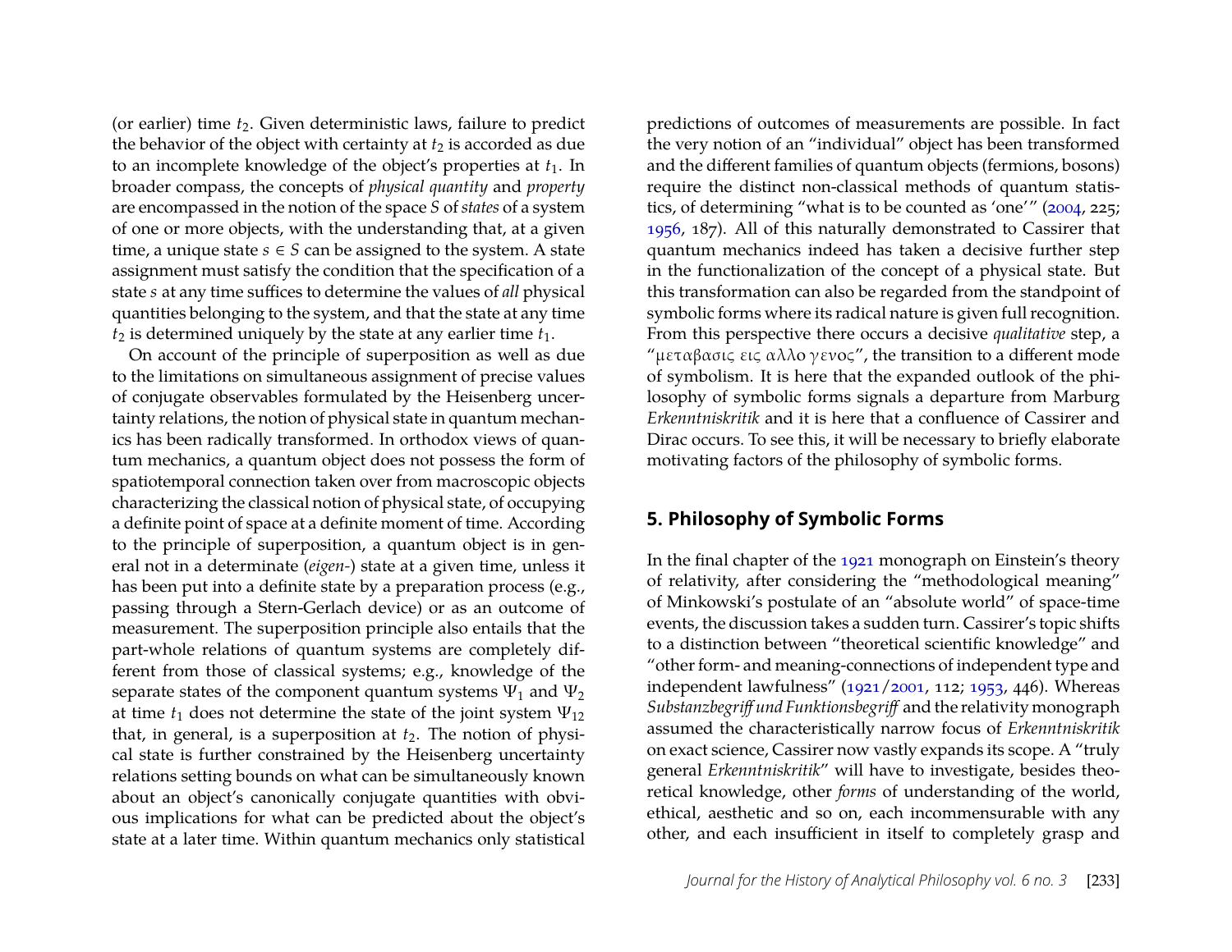(or earlier) time $t_2$. Given deterministic laws, failure to predict the behavior of the object with certainty at $t_2$ is accorded as due to an incomplete knowledge of the object's properties at $t_1$. In broader compass, the concepts of *physical quantity* and *property* are encompassed in the notion of the space $S$ of *states* of a system of one or more objects, with the understanding that, at a given time, a unique state $s \in S$ can be assigned to the system. A state assignment must satisfy the condition that the specification of a state $s$ at any time suffices to determine the values of *all* physical quantities belonging to the system, and that the state at any time $t_2$ is determined uniquely by the state at any earlier time $t_1$.

On account of the principle of superposition as well as due to the limitations on simultaneous assignment of precise values of conjugate observables formulated by the Heisenberg uncertainty relations, the notion of physical state in quantum mechanics has been radically transformed. In orthodox views of quantum mechanics, a quantum object does not possess the form of spatiotemporal connection taken over from macroscopic objects characterizing the classical notion of physical state, of occupying a definite point of space at a definite moment of time. According to the principle of superposition, a quantum object is in general not in a determinate (*eigen-*) state at a given time, unless it has been put into a definite state by a preparation process (e.g., passing through a Stern-Gerlach device) or as an outcome of measurement. The superposition principle also entails that the part-whole relations of quantum systems are completely different from those of classical systems; e.g., knowledge of the separate states of the component quantum systems $\Psi_1$ and $\Psi_2$ at time $t_1$ does not determine the state of the joint system $\Psi_{12}$ that, in general, is a superposition at $t_2$. The notion of physical state is further constrained by the Heisenberg uncertainty relations setting bounds on what can be simultaneously known about an object's canonically conjugate quantities with obvious implications for what can be predicted about the object's state at a later time. Within quantum mechanics only statistical predictions of outcomes of measurements are possible. In fact the very notion of an "individual" object has been transformed and the different families of quantum objects (fermions, bosons) require the distinct non-classical methods of quantum statistics, of determining "what is to be counted as 'one'" (2004, 225; 1956, 187). All of this naturally demonstrated to Cassirer that quantum mechanics indeed has taken a decisive further step in the functionalization of the concept of a physical state. But this transformation can also be regarded from the standpoint of symbolic forms where its radical nature is given full recognition. From this perspective there occurs a decisive *qualitative* step, a "μεταβασις εις αλλο γενος", the transition to a different mode of symbolism. It is here that the expanded outlook of the philosophy of symbolic forms signals a departure from Marburg *Erkenntniskritik* and it is here that a confluence of Cassirer and Dirac occurs. To see this, it will be necessary to briefly elaborate motivating factors of the philosophy of symbolic forms.

## 5. Philosophy of Symbolic Forms

In the final chapter of the 1921 monograph on Einstein's theory of relativity, after considering the "methodological meaning" of Minkowski's postulate of an "absolute world" of space-time events, the discussion takes a sudden turn. Cassirer's topic shifts to a distinction between "theoretical scientific knowledge" and "other form- and meaning-connections of independent type and independent lawfulness" (1921/2001, 112; 1953, 446). Whereas *Substanzbegriff und Funktionsbegriff* and the relativity monograph assumed the characteristically narrow focus of *Erkenntniskritik* on exact science, Cassirer now vastly expands its scope. A "truly general *Erkenntniskritik*" will have to investigate, besides theoretical knowledge, other *forms* of understanding of the world, ethical, aesthetic and so on, each incommensurable with any other, and each insufficient in itself to completely grasp and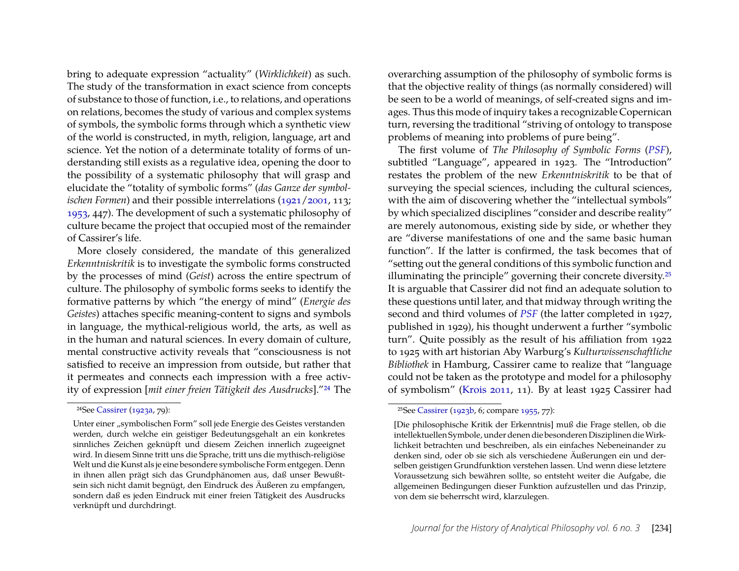bring to adequate expression "actuality" (*Wirklichkeit*) as such. The study of the transformation in exact science from concepts of substance to those of function, i.e., to relations, and operations on relations, becomes the study of various and complex systems of symbols, the symbolic forms through which a synthetic view of the world is constructed, in myth, religion, language, art and science. Yet the notion of a determinate totality of forms of understanding still exists as a regulative idea, opening the door to the possibility of a systematic philosophy that will grasp and elucidate the "totality of symbolic forms" (*das Ganze der symbolischen Formen*) and their possible interrelations (1921/2001, 113; 1953, 447). The development of such a systematic philosophy of culture became the project that occupied most of the remainder of Cassirer's life.

More closely considered, the mandate of this generalized *Erkenntniskritik* is to investigate the symbolic forms constructed by the processes of mind (*Geist*) across the entire spectrum of culture. The philosophy of symbolic forms seeks to identify the formative patterns by which "the energy of mind" (*Energie des Geistes*) attaches specific meaning-content to signs and symbols in language, the mythical-religious world, the arts, as well as in the human and natural sciences. In every domain of culture, mental constructive activity reveals that "consciousness is not satisfied to receive an impression from outside, but rather that it permeates and connects each impression with a free activity of expression [*mit einer freien Tätigkeit des Ausdrucks*]."[24] The overarching assumption of the philosophy of symbolic forms is that the objective reality of things (as normally considered) will be seen to be a world of meanings, of self-created signs and images. Thus this mode of inquiry takes a recognizable Copernican turn, reversing the traditional "striving of ontology to transpose problems of meaning into problems of pure being".

The first volume of *The Philosophy of Symbolic Forms* (*PSF*), subtitled "Language", appeared in 1923. The "Introduction" restates the problem of the new *Erkenntniskritik* to be that of surveying the special sciences, including the cultural sciences, with the aim of discovering whether the "intellectual symbols" by which specialized disciplines "consider and describe reality" are merely autonomous, existing side by side, or whether they are "diverse manifestations of one and the same basic human function". If the latter is confirmed, the task becomes that of "setting out the general conditions of this symbolic function and illuminating the principle" governing their concrete diversity.[25] It is arguable that Cassirer did not find an adequate solution to these questions until later, and that midway through writing the second and third volumes of *PSF* (the latter completed in 1927, published in 1929), his thought underwent a further "symbolic turn". Quite possibly as the result of his affiliation from 1922 to 1925 with art historian Aby Warburg's *Kulturwissenschaftliche Bibliothek* in Hamburg, Cassirer came to realize that "language could not be taken as the prototype and model for a philosophy of symbolism" (Krois 2011, 11). By at least 1925 Cassirer had

---

[24] See Cassirer (1923a, 79):

Unter einer „symbolischen Form" soll jede Energie des Geistes verstanden werden, durch welche ein geistiger Bedeutungsgehalt an ein konkretes sinnliches Zeichen geknüpft und diesem Zeichen innerlich zugeeignet wird. In diesem Sinne tritt uns die Sprache, tritt uns die mythisch-religiöse Welt und die Kunst als je eine besondere symbolische Form entgegen. Denn in ihnen allen prägt sich das Grundphänomen aus, daß unser Bewußtsein sich nicht damit begnügt, den Eindruck des Äußeren zu empfangen, sondern daß es jeden Eindruck mit einer freien Tätigkeit des Ausdrucks verknüpft und durchdringt.

[25] See Cassirer (1923b, 6; compare 1955, 77):

[Die philosophische Kritik der Erkenntnis] muß die Frage stellen, ob die intellektuellen Symbole, under denen die besonderen Disziplinen die Wirklichkeit betrachten und beschreiben, als ein einfaches Nebeneinander zu denken sind, oder ob sie sich als verschiedene Äußerungen ein und derselben geistigen Grundfunktion verstehen lassen. Und wenn diese letztere Voraussetzung sich bewähren sollte, so entsteht weiter die Aufgabe, die allgemeinen Bedingungen dieser Funktion aufzustellen und das Prinzip, von dem sie beherrscht wird, klarzulegen.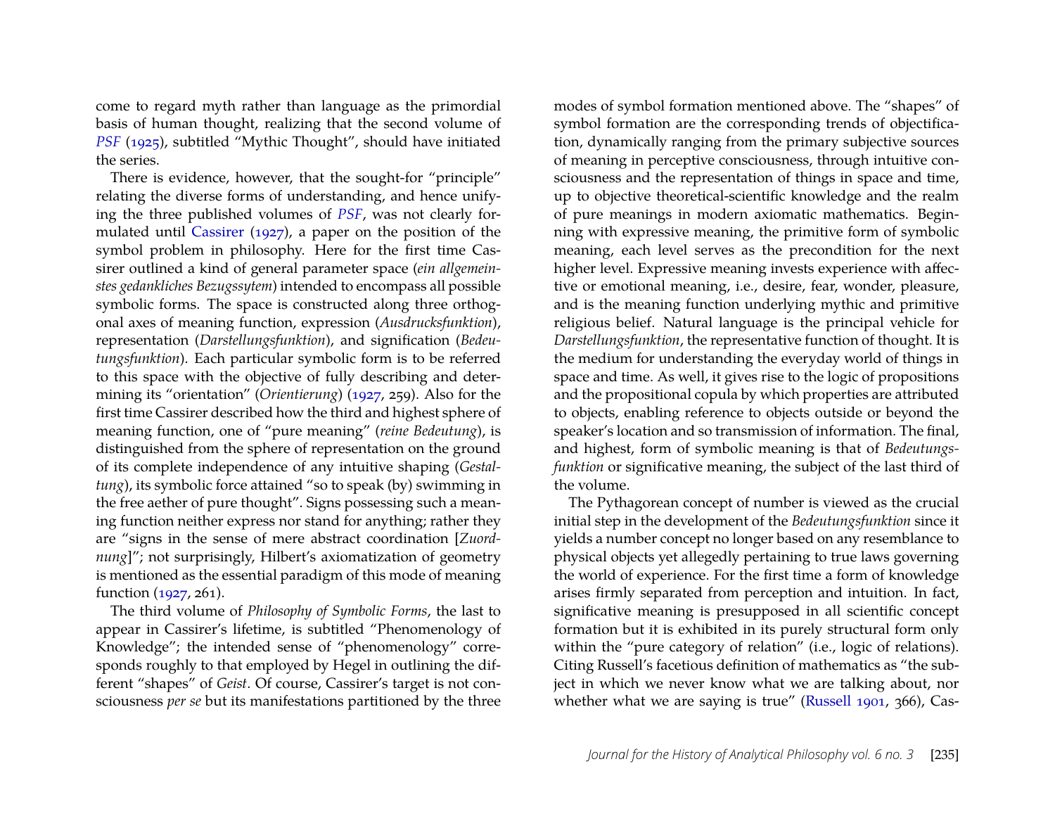come to regard myth rather than language as the primordial basis of human thought, realizing that the second volume of *PSF* (1925), subtitled "Mythic Thought", should have initiated the series.

There is evidence, however, that the sought-for "principle" relating the diverse forms of understanding, and hence unifying the three published volumes of *PSF*, was not clearly formulated until Cassirer (1927), a paper on the position of the symbol problem in philosophy. Here for the first time Cassirer outlined a kind of general parameter space (*ein allgemeinstes gedankliches Bezugssytem*) intended to encompass all possible symbolic forms. The space is constructed along three orthogonal axes of meaning function, expression (*Ausdrucksfunktion*), representation (*Darstellungsfunktion*), and signification (*Bedeutungsfunktion*). Each particular symbolic form is to be referred to this space with the objective of fully describing and determining its "orientation" (*Orientierung*) (1927, 259). Also for the first time Cassirer described how the third and highest sphere of meaning function, one of "pure meaning" (*reine Bedeutung*), is distinguished from the sphere of representation on the ground of its complete independence of any intuitive shaping (*Gestaltung*), its symbolic force attained "so to speak (by) swimming in the free aether of pure thought". Signs possessing such a meaning function neither express nor stand for anything; rather they are "signs in the sense of mere abstract coordination [*Zuordnung*]"; not surprisingly, Hilbert's axiomatization of geometry is mentioned as the essential paradigm of this mode of meaning function (1927, 261).

The third volume of *Philosophy of Symbolic Forms*, the last to appear in Cassirer's lifetime, is subtitled "Phenomenology of Knowledge"; the intended sense of "phenomenology" corresponds roughly to that employed by Hegel in outlining the different "shapes" of *Geist*. Of course, Cassirer's target is not consciousness *per se* but its manifestations partitioned by the three modes of symbol formation mentioned above. The "shapes" of symbol formation are the corresponding trends of objectification, dynamically ranging from the primary subjective sources of meaning in perceptive consciousness, through intuitive consciousness and the representation of things in space and time, up to objective theoretical-scientific knowledge and the realm of pure meanings in modern axiomatic mathematics. Beginning with expressive meaning, the primitive form of symbolic meaning, each level serves as the precondition for the next higher level. Expressive meaning invests experience with affective or emotional meaning, i.e., desire, fear, wonder, pleasure, and is the meaning function underlying mythic and primitive religious belief. Natural language is the principal vehicle for *Darstellungsfunktion*, the representative function of thought. It is the medium for understanding the everyday world of things in space and time. As well, it gives rise to the logic of propositions and the propositional copula by which properties are attributed to objects, enabling reference to objects outside or beyond the speaker's location and so transmission of information. The final, and highest, form of symbolic meaning is that of *Bedeutungsfunktion* or significative meaning, the subject of the last third of the volume.

The Pythagorean concept of number is viewed as the crucial initial step in the development of the *Bedeutungsfunktion* since it yields a number concept no longer based on any resemblance to physical objects yet allegedly pertaining to true laws governing the world of experience. For the first time a form of knowledge arises firmly separated from perception and intuition. In fact, significative meaning is presupposed in all scientific concept formation but it is exhibited in its purely structural form only within the "pure category of relation" (i.e., logic of relations). Citing Russell's facetious definition of mathematics as "the subject in which we never know what we are talking about, nor whether what we are saying is true" (Russell 1901, 366), Cas-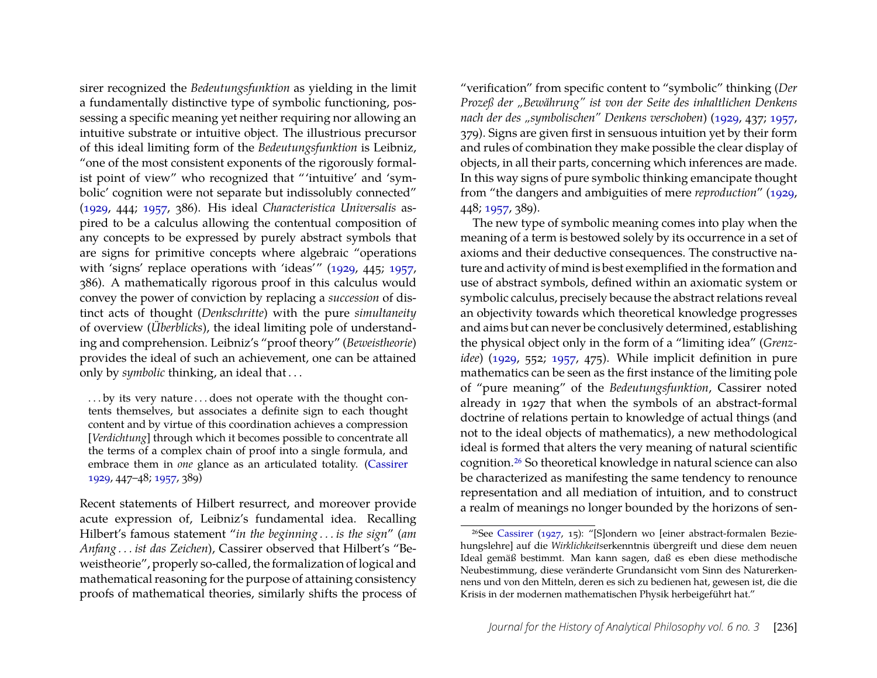sirer recognized the *Bedeutungsfunktion* as yielding in the limit a fundamentally distinctive type of symbolic functioning, possessing a specific meaning yet neither requiring nor allowing an intuitive substrate or intuitive object. The illustrious precursor of this ideal limiting form of the *Bedeutungsfunktion* is Leibniz, "one of the most consistent exponents of the rigorously formalist point of view" who recognized that "'intuitive' and 'symbolic' cognition were not separate but indissolubly connected" (1929, 444; 1957, 386). His ideal *Characteristica Universalis* aspired to be a calculus allowing the contentual composition of any concepts to be expressed by purely abstract symbols that are signs for primitive concepts where algebraic "operations with 'signs' replace operations with 'ideas'" (1929, 445; 1957, 386). A mathematically rigorous proof in this calculus would convey the power of conviction by replacing a *succession* of distinct acts of thought (*Denkschritte*) with the pure *simultaneity* of overview (*Überblicks*), the ideal limiting pole of understanding and comprehension. Leibniz's "proof theory" (*Beweistheorie*) provides the ideal of such an achievement, one can be attained only by *symbolic* thinking, an ideal that . . .

> . . . by its very nature . . . does not operate with the thought contents themselves, but associates a definite sign to each thought content and by virtue of this coordination achieves a compression [*Verdichtung*] through which it becomes possible to concentrate all the terms of a complex chain of proof into a single formula, and embrace them in *one* glance as an articulated totality. (Cassirer 1929, 447–48; 1957, 389)

Recent statements of Hilbert resurrect, and moreover provide acute expression of, Leibniz's fundamental idea. Recalling Hilbert's famous statement "*in the beginning . . . is the sign*" (*am Anfang . . . ist das Zeichen*), Cassirer observed that Hilbert's "Beweistheorie", properly so-called, the formalization of logical and mathematical reasoning for the purpose of attaining consistency proofs of mathematical theories, similarly shifts the process of "verification" from specific content to "symbolic" thinking (*Der Prozeß der „Bewährung" ist von der Seite des inhaltlichen Denkens nach der des „symbolischen" Denkens verschoben*) (1929, 437; 1957, 379). Signs are given first in sensuous intuition yet by their form and rules of combination they make possible the clear display of objects, in all their parts, concerning which inferences are made. In this way signs of pure symbolic thinking emancipate thought from "the dangers and ambiguities of mere *reproduction*" (1929, 448; 1957, 389).

The new type of symbolic meaning comes into play when the meaning of a term is bestowed solely by its occurrence in a set of axioms and their deductive consequences. The constructive nature and activity of mind is best exemplified in the formation and use of abstract symbols, defined within an axiomatic system or symbolic calculus, precisely because the abstract relations reveal an objectivity towards which theoretical knowledge progresses and aims but can never be conclusively determined, establishing the physical object only in the form of a "limiting idea" (*Grenzidee*) (1929, 552; 1957, 475). While implicit definition in pure mathematics can be seen as the first instance of the limiting pole of "pure meaning" of the *Bedeutungsfunktion*, Cassirer noted already in 1927 that when the symbols of an abstract-formal doctrine of relations pertain to knowledge of actual things (and not to the ideal objects of mathematics), a new methodological ideal is formed that alters the very meaning of natural scientific cognition.[26] So theoretical knowledge in natural science can also be characterized as manifesting the same tendency to renounce representation and all mediation of intuition, and to construct a realm of meanings no longer bounded by the horizons of sen-

[26] See Cassirer (1927, 15): "[S]ondern wo [einer abstract-formalen Beziehungslehre] auf die *Wirklichkeits*erkenntnis übergreift und diese dem neuen Ideal gemäß bestimmt. Man kann sagen, daß es eben diese methodische Neubestimmung, diese veränderte Grundansicht vom Sinn des Naturerkennens und von den Mitteln, deren es sich zu bedienen hat, gewesen ist, die die Krisis in der modernen mathematischen Physik herbeigeführt hat."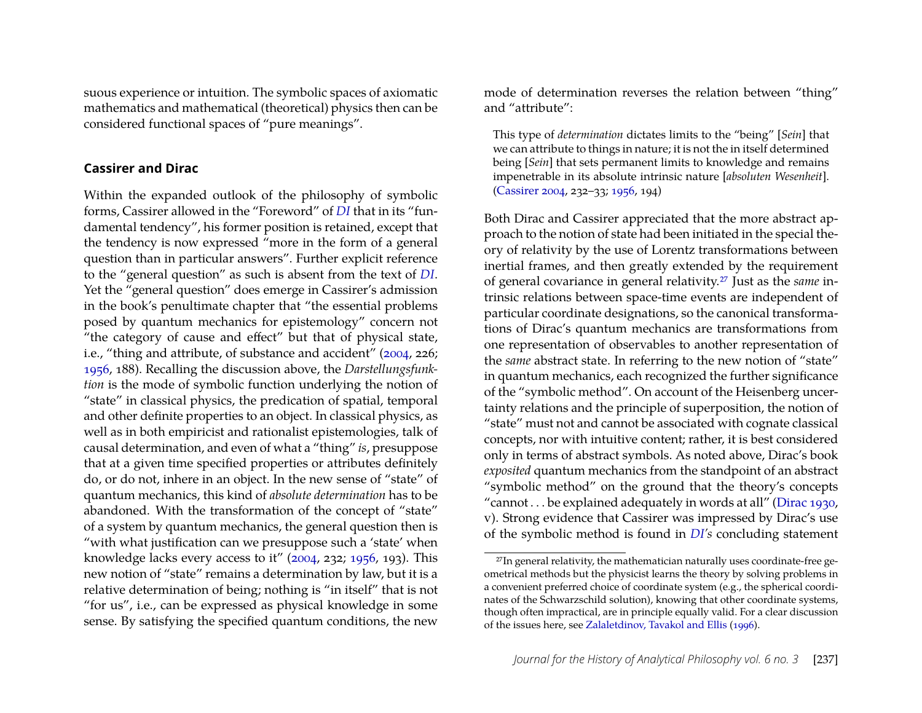suous experience or intuition. The symbolic spaces of axiomatic mathematics and mathematical (theoretical) physics then can be considered functional spaces of "pure meanings".

### Cassirer and Dirac

Within the expanded outlook of the philosophy of symbolic forms, Cassirer allowed in the "Foreword" of *DI* that in its "fundamental tendency", his former position is retained, except that the tendency is now expressed "more in the form of a general question than in particular answers". Further explicit reference to the "general question" as such is absent from the text of *DI*. Yet the "general question" does emerge in Cassirer's admission in the book's penultimate chapter that "the essential problems posed by quantum mechanics for epistemology" concern not "the category of cause and effect" but that of physical state, i.e., "thing and attribute, of substance and accident" (2004, 226; 1956, 188). Recalling the discussion above, the *Darstellungsfunktion* is the mode of symbolic function underlying the notion of "state" in classical physics, the predication of spatial, temporal and other definite properties to an object. In classical physics, as well as in both empiricist and rationalist epistemologies, talk of causal determination, and even of what a "thing" *is*, presuppose that at a given time specified properties or attributes definitely do, or do not, inhere in an object. In the new sense of "state" of quantum mechanics, this kind of *absolute determination* has to be abandoned. With the transformation of the concept of "state" of a system by quantum mechanics, the general question then is "with what justification can we presuppose such a 'state' when knowledge lacks every access to it" (2004, 232; 1956, 193). This new notion of "state" remains a determination by law, but it is a relative determination of being; nothing is "in itself" that is not "for us", i.e., can be expressed as physical knowledge in some sense. By satisfying the specified quantum conditions, the new mode of determination reverses the relation between "thing" and "attribute":

> This type of *determination* dictates limits to the "being" [*Sein*] that we can attribute to things in nature; it is not the in itself determined being [*Sein*] that sets permanent limits to knowledge and remains impenetrable in its absolute intrinsic nature [*absoluten Wesenheit*]. (Cassirer 2004, 232–33; 1956, 194)

Both Dirac and Cassirer appreciated that the more abstract approach to the notion of state had been initiated in the special theory of relativity by the use of Lorentz transformations between inertial frames, and then greatly extended by the requirement of general covariance in general relativity.[27] Just as the *same* intrinsic relations between space-time events are independent of particular coordinate designations, so the canonical transformations of Dirac's quantum mechanics are transformations from one representation of observables to another representation of the *same* abstract state. In referring to the new notion of "state" in quantum mechanics, each recognized the further significance of the "symbolic method". On account of the Heisenberg uncertainty relations and the principle of superposition, the notion of "state" must not and cannot be associated with cognate classical concepts, nor with intuitive content; rather, it is best considered only in terms of abstract symbols. As noted above, Dirac's book *exposited* quantum mechanics from the standpoint of an abstract "symbolic method" on the ground that the theory's concepts "cannot . . . be explained adequately in words at all" (Dirac 1930, v). Strong evidence that Cassirer was impressed by Dirac's use of the symbolic method is found in *DI's* concluding statement

[27] In general relativity, the mathematician naturally uses coordinate-free geometrical methods but the physicist learns the theory by solving problems in a convenient preferred choice of coordinate system (e.g., the spherical coordinates of the Schwarzschild solution), knowing that other coordinate systems, though often impractical, are in principle equally valid. For a clear discussion of the issues here, see Zalaletdinov, Tavakol and Ellis (1996).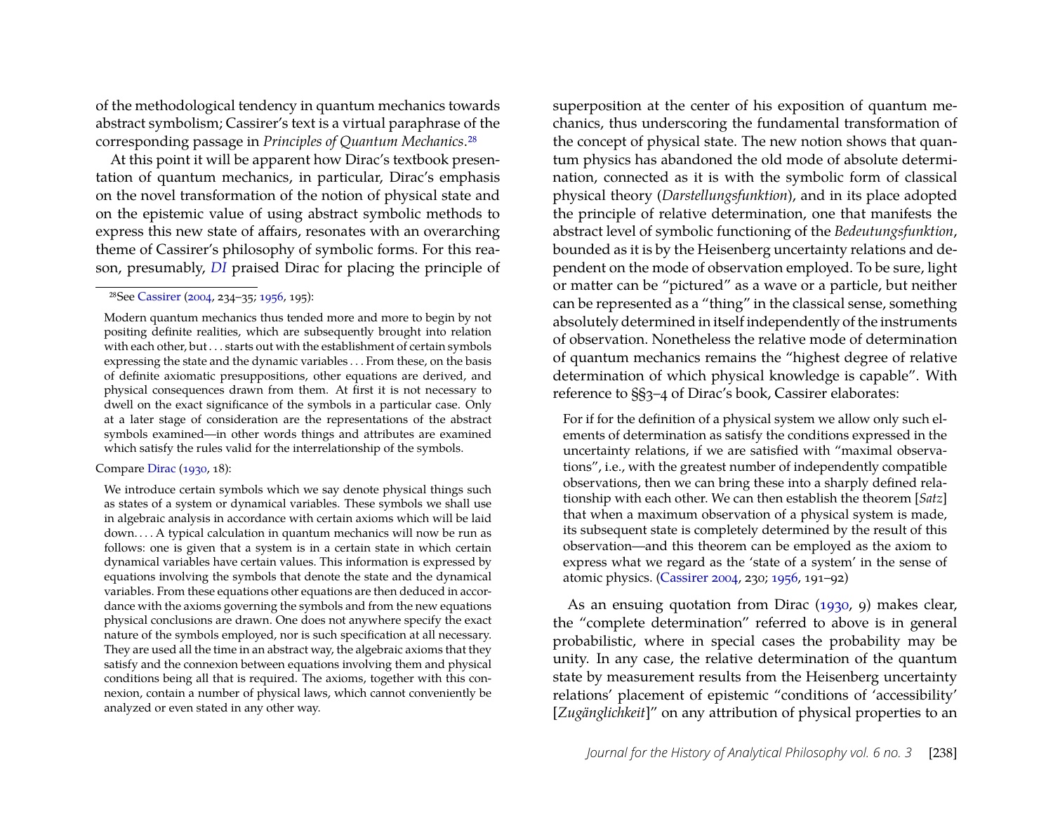of the methodological tendency in quantum mechanics towards abstract symbolism; Cassirer's text is a virtual paraphrase of the corresponding passage in *Principles of Quantum Mechanics*.[28]

At this point it will be apparent how Dirac's textbook presentation of quantum mechanics, in particular, Dirac's emphasis on the novel transformation of the notion of physical state and on the epistemic value of using abstract symbolic methods to express this new state of affairs, resonates with an overarching theme of Cassirer's philosophy of symbolic forms. For this reason, presumably, *DI* praised Dirac for placing the principle of superposition at the center of his exposition of quantum mechanics, thus underscoring the fundamental transformation of the concept of physical state. The new notion shows that quantum physics has abandoned the old mode of absolute determination, connected as it is with the symbolic form of classical physical theory (*Darstellungsfunktion*), and in its place adopted the principle of relative determination, one that manifests the abstract level of symbolic functioning of the *Bedeutungsfunktion*, bounded as it is by the Heisenberg uncertainty relations and dependent on the mode of observation employed. To be sure, light or matter can be "pictured" as a wave or a particle, but neither can be represented as a "thing" in the classical sense, something absolutely determined in itself independently of the instruments of observation. Nonetheless the relative mode of determination of quantum mechanics remains the "highest degree of relative determination of which physical knowledge is capable". With reference to §§3–4 of Dirac's book, Cassirer elaborates:

> For if for the definition of a physical system we allow only such elements of determination as satisfy the conditions expressed in the uncertainty relations, if we are satisfied with "maximal observations", i.e., with the greatest number of independently compatible observations, then we can bring these into a sharply defined relationship with each other. We can then establish the theorem [*Satz*] that when a maximum observation of a physical system is made, its subsequent state is completely determined by the result of this observation—and this theorem can be employed as the axiom to express what we regard as the 'state of a system' in the sense of atomic physics. (Cassirer 2004, 230; 1956, 191–92)

As an ensuing quotation from Dirac (1930, 9) makes clear, the "complete determination" referred to above is in general probabilistic, where in special cases the probability may be unity. In any case, the relative determination of the quantum state by measurement results from the Heisenberg uncertainty relations' placement of epistemic "conditions of 'accessibility' [*Zugänglichkeit*]" on any attribution of physical properties to an

---

[28] See Cassirer (2004, 234–35; 1956, 195):

> Modern quantum mechanics thus tended more and more to begin by not positing definite realities, which are subsequently brought into relation with each other, but . . . starts out with the establishment of certain symbols expressing the state and the dynamic variables . . . From these, on the basis of definite axiomatic presuppositions, other equations are derived, and physical consequences drawn from them. At first it is not necessary to dwell on the exact significance of the symbols in a particular case. Only at a later stage of consideration are the representations of the abstract symbols examined—in other words things and attributes are examined which satisfy the rules valid for the interrelationship of the symbols.

Compare Dirac (1930, 18):

> We introduce certain symbols which we say denote physical things such as states of a system or dynamical variables. These symbols we shall use in algebraic analysis in accordance with certain axioms which will be laid down. . . . A typical calculation in quantum mechanics will now be run as follows: one is given that a system is in a certain state in which certain dynamical variables have certain values. This information is expressed by equations involving the symbols that denote the state and the dynamical variables. From these equations other equations are then deduced in accordance with the axioms governing the symbols and from the new equations physical conclusions are drawn. One does not anywhere specify the exact nature of the symbols employed, nor is such specification at all necessary. They are used all the time in an abstract way, the algebraic axioms that they satisfy and the connexion between equations involving them and physical conditions being all that is required. The axioms, together with this connexion, contain a number of physical laws, which cannot conveniently be analyzed or even stated in any other way.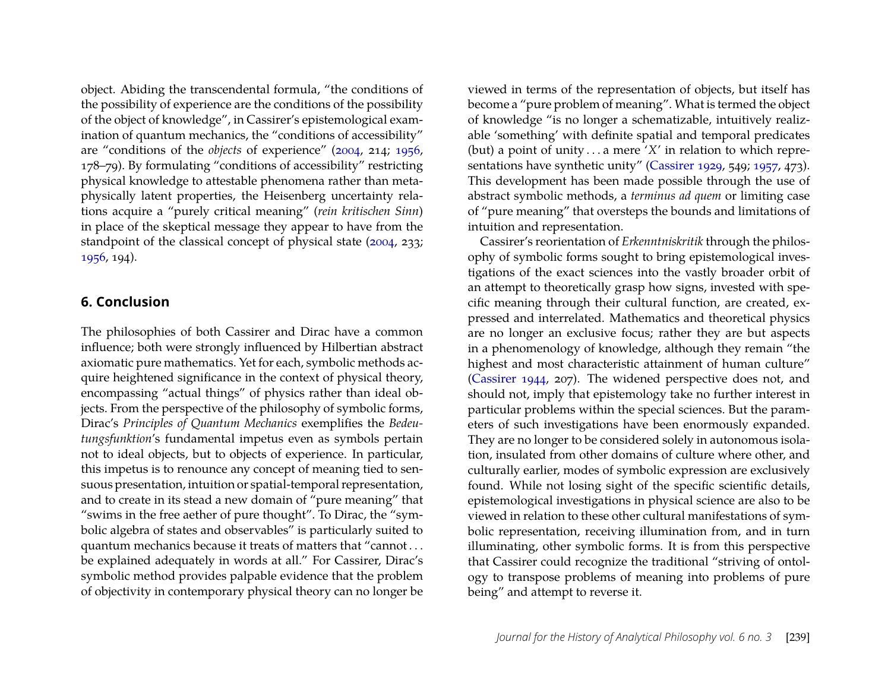object. Abiding the transcendental formula, "the conditions of the possibility of experience are the conditions of the possibility of the object of knowledge", in Cassirer's epistemological examination of quantum mechanics, the "conditions of accessibility" are "conditions of the *objects* of experience" (2004, 214; 1956, 178–79). By formulating "conditions of accessibility" restricting physical knowledge to attestable phenomena rather than metaphysically latent properties, the Heisenberg uncertainty relations acquire a "purely critical meaning" (*rein kritischen Sinn*) in place of the skeptical message they appear to have from the standpoint of the classical concept of physical state (2004, 233; 1956, 194).

## 6. Conclusion

The philosophies of both Cassirer and Dirac have a common influence; both were strongly influenced by Hilbertian abstract axiomatic pure mathematics. Yet for each, symbolic methods acquire heightened significance in the context of physical theory, encompassing "actual things" of physics rather than ideal objects. From the perspective of the philosophy of symbolic forms, Dirac's *Principles of Quantum Mechanics* exemplifies the *Bedeutungsfunktion*'s fundamental impetus even as symbols pertain not to ideal objects, but to objects of experience. In particular, this impetus is to renounce any concept of meaning tied to sensuous presentation, intuition or spatial-temporal representation, and to create in its stead a new domain of "pure meaning" that "swims in the free aether of pure thought". To Dirac, the "symbolic algebra of states and observables" is particularly suited to quantum mechanics because it treats of matters that "cannot . . . be explained adequately in words at all." For Cassirer, Dirac's symbolic method provides palpable evidence that the problem of objectivity in contemporary physical theory can no longer be viewed in terms of the representation of objects, but itself has become a "pure problem of meaning". What is termed the object of knowledge "is no longer a schematizable, intuitively realizable 'something' with definite spatial and temporal predicates (but) a point of unity . . . a mere '*X*' in relation to which representations have synthetic unity" (Cassirer 1929, 549; 1957, 473). This development has been made possible through the use of abstract symbolic methods, a *terminus ad quem* or limiting case of "pure meaning" that oversteps the bounds and limitations of intuition and representation.

Cassirer's reorientation of *Erkenntniskritik* through the philosophy of symbolic forms sought to bring epistemological investigations of the exact sciences into the vastly broader orbit of an attempt to theoretically grasp how signs, invested with specific meaning through their cultural function, are created, expressed and interrelated. Mathematics and theoretical physics are no longer an exclusive focus; rather they are but aspects in a phenomenology of knowledge, although they remain "the highest and most characteristic attainment of human culture" (Cassirer 1944, 207). The widened perspective does not, and should not, imply that epistemology take no further interest in particular problems within the special sciences. But the parameters of such investigations have been enormously expanded. They are no longer to be considered solely in autonomous isolation, insulated from other domains of culture where other, and culturally earlier, modes of symbolic expression are exclusively found. While not losing sight of the specific scientific details, epistemological investigations in physical science are also to be viewed in relation to these other cultural manifestations of symbolic representation, receiving illumination from, and in turn illuminating, other symbolic forms. It is from this perspective that Cassirer could recognize the traditional "striving of ontology to transpose problems of meaning into problems of pure being" and attempt to reverse it.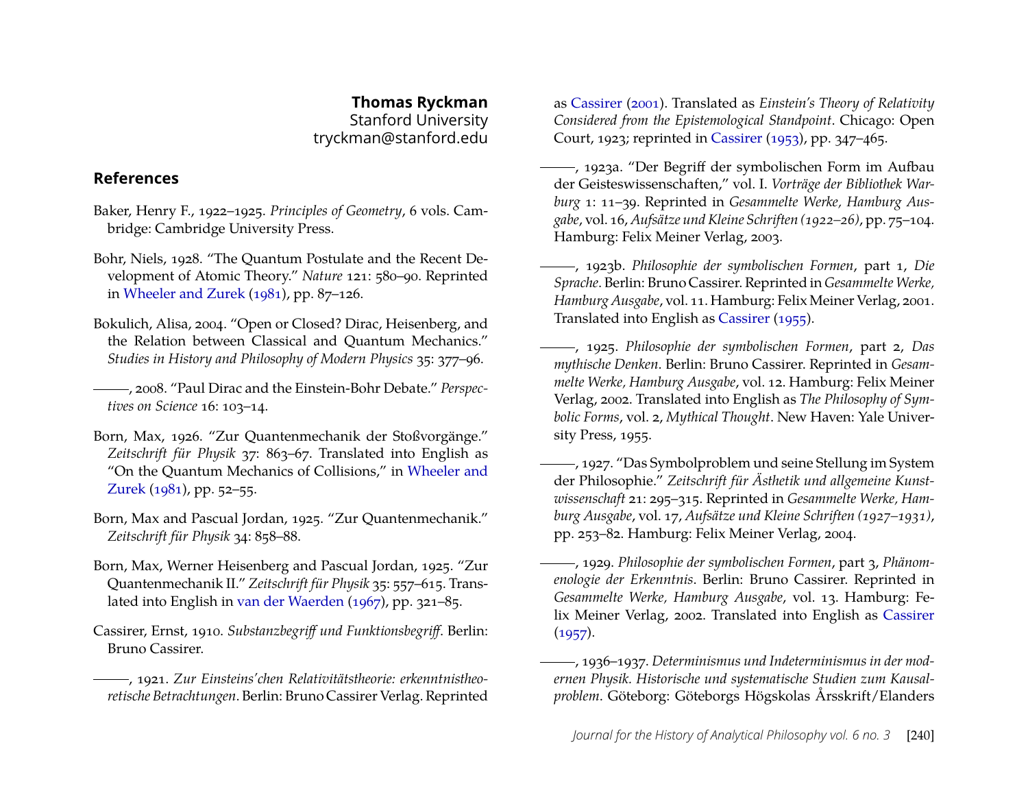**Thomas Ryckman**
Stanford University
tryckman@stanford.edu

## References

Baker, Henry F., 1922–1925. *Principles of Geometry*, 6 vols. Cambridge: Cambridge University Press.

Bohr, Niels, 1928. "The Quantum Postulate and the Recent Development of Atomic Theory." *Nature* 121: 580–90. Reprinted in Wheeler and Zurek (1981), pp. 87–126.

Bokulich, Alisa, 2004. "Open or Closed? Dirac, Heisenberg, and the Relation between Classical and Quantum Mechanics." *Studies in History and Philosophy of Modern Physics* 35: 377–96.

———, 2008. "Paul Dirac and the Einstein-Bohr Debate." *Perspectives on Science* 16: 103–14.

Born, Max, 1926. "Zur Quantenmechanik der Stoßvorgänge." *Zeitschrift für Physik* 37: 863–67. Translated into English as "On the Quantum Mechanics of Collisions," in Wheeler and Zurek (1981), pp. 52–55.

Born, Max and Pascual Jordan, 1925. "Zur Quantenmechanik." *Zeitschrift für Physik* 34: 858–88.

Born, Max, Werner Heisenberg and Pascual Jordan, 1925. "Zur Quantenmechanik II." *Zeitschrift für Physik* 35: 557–615. Translated into English in van der Waerden (1967), pp. 321–85.

Cassirer, Ernst, 1910. *Substanzbegriff und Funktionsbegriff*. Berlin: Bruno Cassirer.

———, 1921. *Zur Einsteins'chen Relativitätstheorie: erkenntnistheoretische Betrachtungen*. Berlin: Bruno Cassirer Verlag. Reprinted as Cassirer (2001). Translated as *Einstein's Theory of Relativity Considered from the Epistemological Standpoint*. Chicago: Open Court, 1923; reprinted in Cassirer (1953), pp. 347–465.

———, 1923a. "Der Begriff der symbolischen Form im Aufbau der Geisteswissenschaften," vol. I. *Vorträge der Bibliothek Warburg* 1: 11–39. Reprinted in *Gesammelte Werke, Hamburg Ausgabe*, vol. 16, *Aufsätze und Kleine Schriften (1922–26)*, pp. 75–104. Hamburg: Felix Meiner Verlag, 2003.

———, 1923b. *Philosophie der symbolischen Formen*, part 1, *Die Sprache*. Berlin: Bruno Cassirer. Reprinted in *Gesammelte Werke, Hamburg Ausgabe*, vol. 11. Hamburg: Felix Meiner Verlag, 2001. Translated into English as Cassirer (1955).

———, 1925. *Philosophie der symbolischen Formen*, part 2, *Das mythische Denken*. Berlin: Bruno Cassirer. Reprinted in *Gesammelte Werke, Hamburg Ausgabe*, vol. 12. Hamburg: Felix Meiner Verlag, 2002. Translated into English as *The Philosophy of Symbolic Forms*, vol. 2, *Mythical Thought*. New Haven: Yale University Press, 1955.

———, 1927. "Das Symbolproblem und seine Stellung im System der Philosophie." *Zeitschrift für Ästhetik und allgemeine Kunstwissenschaft* 21: 295–315. Reprinted in *Gesammelte Werke, Hamburg Ausgabe*, vol. 17, *Aufsätze und Kleine Schriften (1927–1931)*, pp. 253–82. Hamburg: Felix Meiner Verlag, 2004.

———, 1929. *Philosophie der symbolischen Formen*, part 3, *Phänomenologie der Erkenntnis*. Berlin: Bruno Cassirer. Reprinted in *Gesammelte Werke, Hamburg Ausgabe*, vol. 13. Hamburg: Felix Meiner Verlag, 2002. Translated into English as Cassirer (1957).

———, 1936–1937. *Determinismus und Indeterminismus in der modernen Physik. Historische und systematische Studien zum Kausalproblem*. Göteborg: Göteborgs Högskolas Årsskrift/Elanders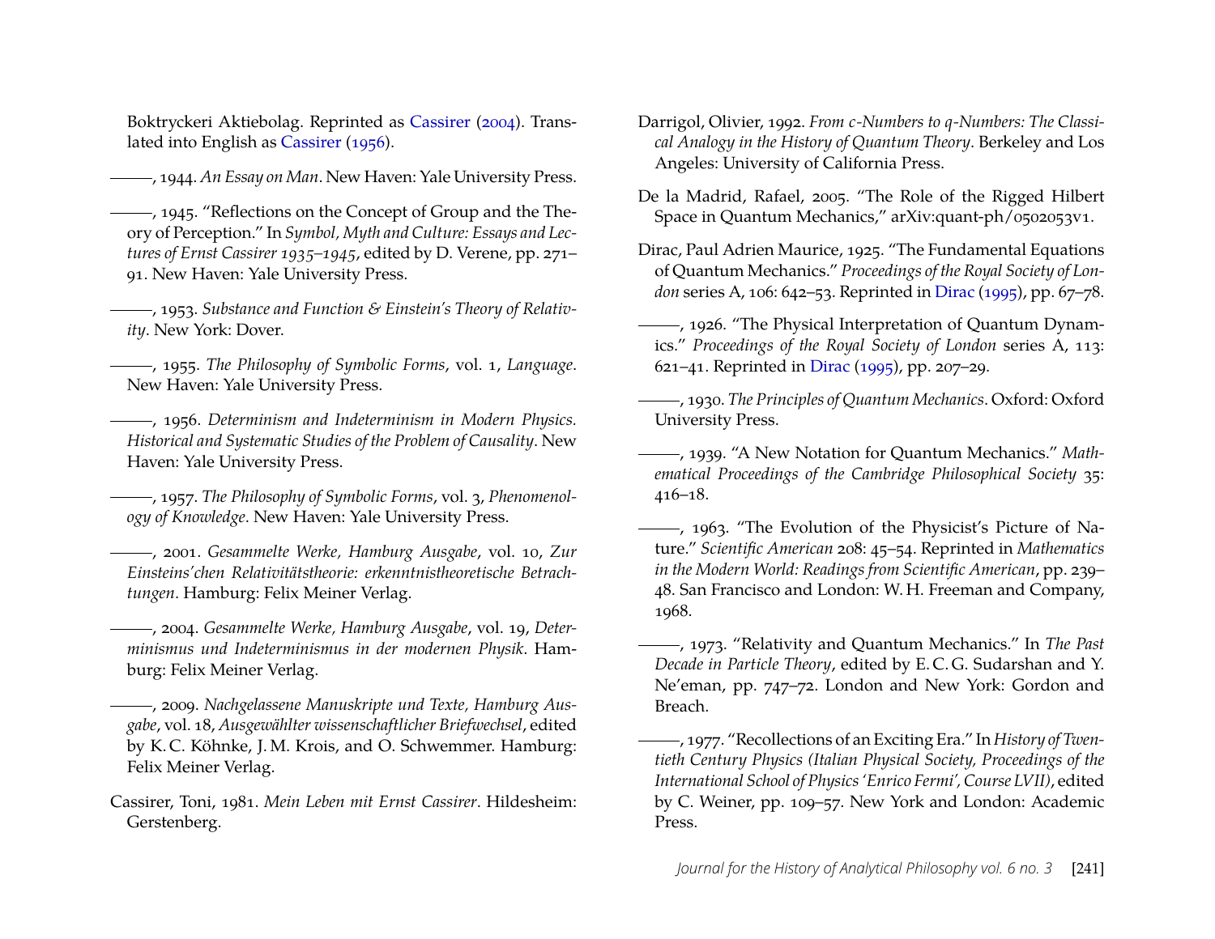Boktryckeri Aktiebolag. Reprinted as Cassirer (2004). Translated into English as Cassirer (1956).

———, 1944. *An Essay on Man*. New Haven: Yale University Press.

———, 1945. "Reflections on the Concept of Group and the Theory of Perception." In *Symbol, Myth and Culture: Essays and Lectures of Ernst Cassirer 1935–1945*, edited by D. Verene, pp. 271–91. New Haven: Yale University Press.

———, 1953. *Substance and Function & Einstein's Theory of Relativity*. New York: Dover.

———, 1955. *The Philosophy of Symbolic Forms*, vol. 1, *Language*. New Haven: Yale University Press.

———, 1956. *Determinism and Indeterminism in Modern Physics. Historical and Systematic Studies of the Problem of Causality*. New Haven: Yale University Press.

———, 1957. *The Philosophy of Symbolic Forms*, vol. 3, *Phenomenology of Knowledge*. New Haven: Yale University Press.

———, 2001. *Gesammelte Werke, Hamburg Ausgabe*, vol. 10, *Zur Einsteins'chen Relativitätstheorie: erkenntnistheoretische Betrachtungen*. Hamburg: Felix Meiner Verlag.

———, 2004. *Gesammelte Werke, Hamburg Ausgabe*, vol. 19, *Determinismus und Indeterminismus in der modernen Physik*. Hamburg: Felix Meiner Verlag.

———, 2009. *Nachgelassene Manuskripte und Texte, Hamburg Ausgabe*, vol. 18, *Ausgewählter wissenschaftlicher Briefwechsel*, edited by K. C. Köhnke, J. M. Krois, and O. Schwemmer. Hamburg: Felix Meiner Verlag.

Cassirer, Toni, 1981. *Mein Leben mit Ernst Cassirer*. Hildesheim: Gerstenberg.

Darrigol, Olivier, 1992. *From c-Numbers to q-Numbers: The Classical Analogy in the History of Quantum Theory*. Berkeley and Los Angeles: University of California Press.

De la Madrid, Rafael, 2005. "The Role of the Rigged Hilbert Space in Quantum Mechanics," arXiv:quant-ph/0502053v1.

Dirac, Paul Adrien Maurice, 1925. "The Fundamental Equations of Quantum Mechanics." *Proceedings of the Royal Society of London* series A, 106: 642–53. Reprinted in Dirac (1995), pp. 67–78.

———, 1926. "The Physical Interpretation of Quantum Dynamics." *Proceedings of the Royal Society of London* series A, 113: 621–41. Reprinted in Dirac (1995), pp. 207–29.

———, 1930. *The Principles of Quantum Mechanics*. Oxford: Oxford University Press.

———, 1939. "A New Notation for Quantum Mechanics." *Mathematical Proceedings of the Cambridge Philosophical Society* 35: 416–18.

———, 1963. "The Evolution of the Physicist's Picture of Nature." *Scientific American* 208: 45–54. Reprinted in *Mathematics in the Modern World: Readings from Scientific American*, pp. 239–48. San Francisco and London: W. H. Freeman and Company, 1968.

———, 1973. "Relativity and Quantum Mechanics." In *The Past Decade in Particle Theory*, edited by E. C. G. Sudarshan and Y. Ne'eman, pp. 747–72. London and New York: Gordon and Breach.

———, 1977. "Recollections of an Exciting Era." In *History of Twentieth Century Physics (Italian Physical Society, Proceedings of the International School of Physics 'Enrico Fermi', Course LVII)*, edited by C. Weiner, pp. 109–57. New York and London: Academic Press.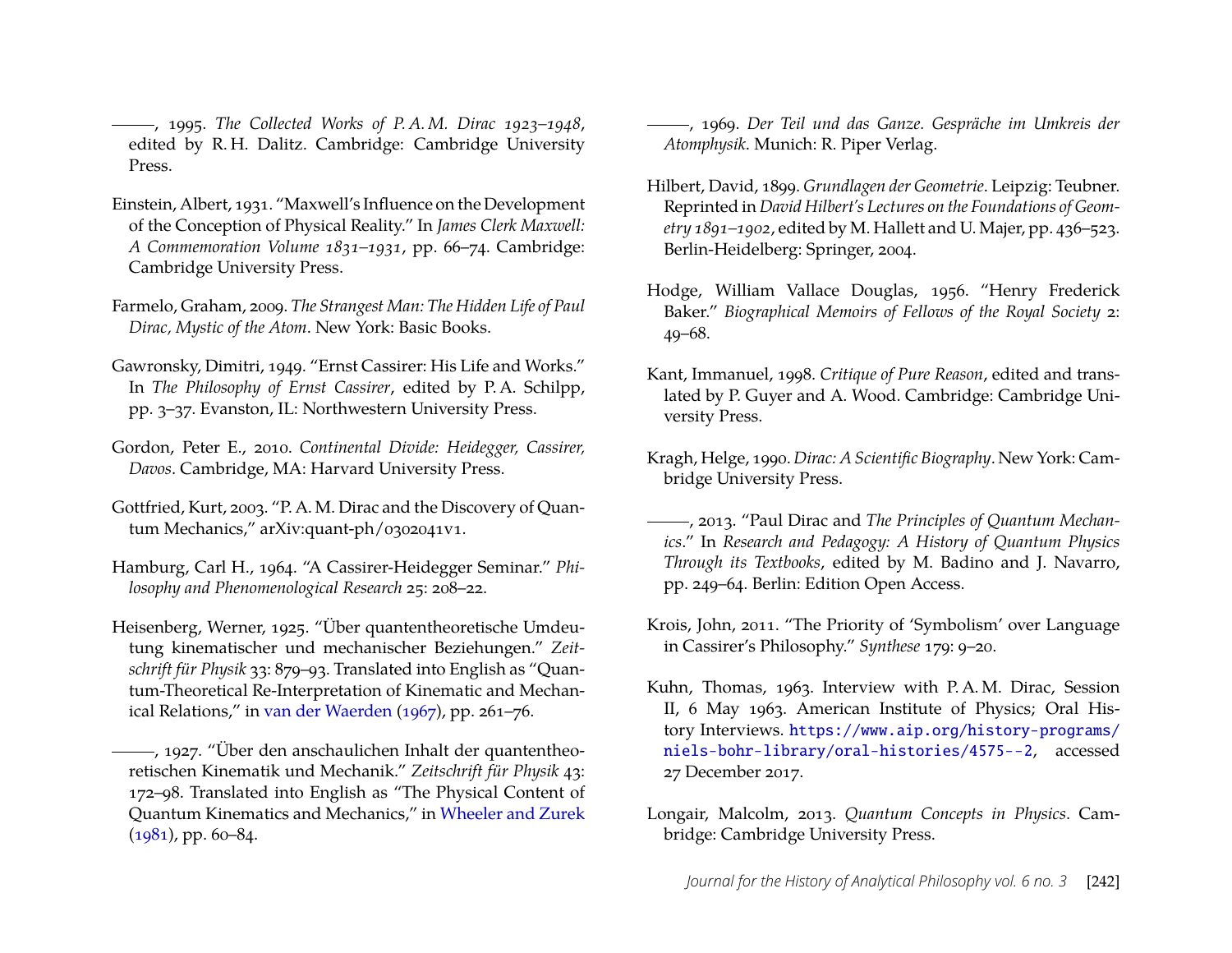———, 1995. *The Collected Works of P. A. M. Dirac 1923–1948*, edited by R. H. Dalitz. Cambridge: Cambridge University Press.

Einstein, Albert, 1931. "Maxwell's Influence on the Development of the Conception of Physical Reality." In *James Clerk Maxwell: A Commemoration Volume 1831–1931*, pp. 66–74. Cambridge: Cambridge University Press.

Farmelo, Graham, 2009. *The Strangest Man: The Hidden Life of Paul Dirac, Mystic of the Atom*. New York: Basic Books.

Gawronsky, Dimitri, 1949. "Ernst Cassirer: His Life and Works." In *The Philosophy of Ernst Cassirer*, edited by P. A. Schilpp, pp. 3–37. Evanston, IL: Northwestern University Press.

Gordon, Peter E., 2010. *Continental Divide: Heidegger, Cassirer, Davos*. Cambridge, MA: Harvard University Press.

Gottfried, Kurt, 2003. "P. A. M. Dirac and the Discovery of Quantum Mechanics," arXiv:quant-ph/0302041v1.

Hamburg, Carl H., 1964. "A Cassirer-Heidegger Seminar." *Philosophy and Phenomenological Research* 25: 208–22.

Heisenberg, Werner, 1925. "Über quantentheoretische Umdeutung kinematischer und mechanischer Beziehungen." *Zeitschrift für Physik* 33: 879–93. Translated into English as "Quantum-Theoretical Re-Interpretation of Kinematic and Mechanical Relations," in van der Waerden (1967), pp. 261–76.

———, 1927. "Über den anschaulichen Inhalt der quantentheoretischen Kinematik und Mechanik." *Zeitschrift für Physik* 43: 172–98. Translated into English as "The Physical Content of Quantum Kinematics and Mechanics," in Wheeler and Zurek (1981), pp. 60–84.

———, 1969. *Der Teil und das Ganze. Gespräche im Umkreis der Atomphysik*. Munich: R. Piper Verlag.

Hilbert, David, 1899. *Grundlagen der Geometrie*. Leipzig: Teubner. Reprinted in *David Hilbert's Lectures on the Foundations of Geometry 1891–1902*, edited by M. Hallett and U. Majer, pp. 436–523. Berlin-Heidelberg: Springer, 2004.

Hodge, William Vallace Douglas, 1956. "Henry Frederick Baker." *Biographical Memoirs of Fellows of the Royal Society* 2: 49–68.

Kant, Immanuel, 1998. *Critique of Pure Reason*, edited and translated by P. Guyer and A. Wood. Cambridge: Cambridge University Press.

Kragh, Helge, 1990. *Dirac: A Scientific Biography*. New York: Cambridge University Press.

———, 2013. "Paul Dirac and *The Principles of Quantum Mechanics*." In *Research and Pedagogy: A History of Quantum Physics Through its Textbooks*, edited by M. Badino and J. Navarro, pp. 249–64. Berlin: Edition Open Access.

Krois, John, 2011. "The Priority of 'Symbolism' over Language in Cassirer's Philosophy." *Synthese* 179: 9–20.

Kuhn, Thomas, 1963. Interview with P. A. M. Dirac, Session II, 6 May 1963. American Institute of Physics; Oral History Interviews. https://www.aip.org/history-programs/niels-bohr-library/oral-histories/4575--2, accessed 27 December 2017.

Longair, Malcolm, 2013. *Quantum Concepts in Physics*. Cambridge: Cambridge University Press.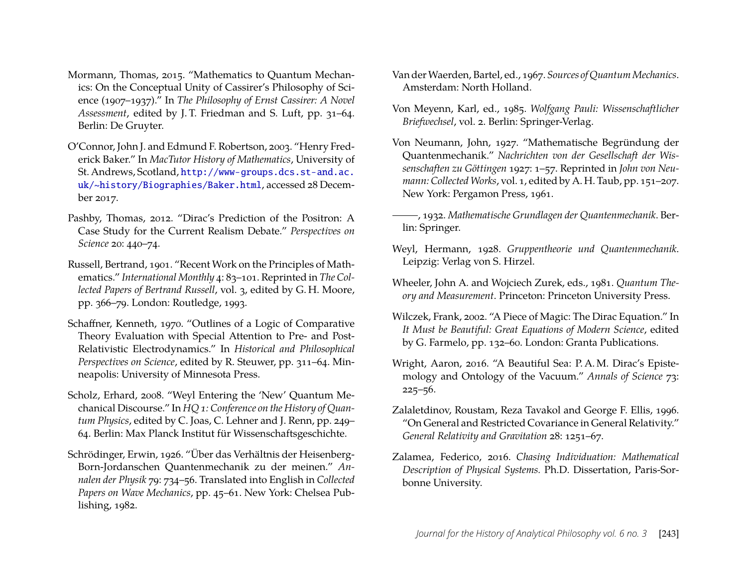Mormann, Thomas, 2015. "Mathematics to Quantum Mechanics: On the Conceptual Unity of Cassirer's Philosophy of Science (1907–1937)." In *The Philosophy of Ernst Cassirer: A Novel Assessment*, edited by J. T. Friedman and S. Luft, pp. 31–64. Berlin: De Gruyter.

O'Connor, John J. and Edmund F. Robertson, 2003. "Henry Frederick Baker." In *MacTutor History of Mathematics*, University of St. Andrews, Scotland, http://www-groups.dcs.st-and.ac.uk/~history/Biographies/Baker.html, accessed 28 December 2017.

Pashby, Thomas, 2012. "Dirac's Prediction of the Positron: A Case Study for the Current Realism Debate." *Perspectives on Science* 20: 440–74.

Russell, Bertrand, 1901. "Recent Work on the Principles of Mathematics." *International Monthly* 4: 83–101. Reprinted in *The Collected Papers of Bertrand Russell*, vol. 3, edited by G. H. Moore, pp. 366–79. London: Routledge, 1993.

Schaffner, Kenneth, 1970. "Outlines of a Logic of Comparative Theory Evaluation with Special Attention to Pre- and Post-Relativistic Electrodynamics." In *Historical and Philosophical Perspectives on Science*, edited by R. Steuwer, pp. 311–64. Minneapolis: University of Minnesota Press.

Scholz, Erhard, 2008. "Weyl Entering the 'New' Quantum Mechanical Discourse." In *HQ 1: Conference on the History of Quantum Physics*, edited by C. Joas, C. Lehner and J. Renn, pp. 249–64. Berlin: Max Planck Institut für Wissenschaftsgeschichte.

Schrödinger, Erwin, 1926. "Über das Verhältnis der Heisenberg-Born-Jordanschen Quantenmechanik zu der meinen." *Annalen der Physik* 79: 734–56. Translated into English in *Collected Papers on Wave Mechanics*, pp. 45–61. New York: Chelsea Publishing, 1982.

Van der Waerden, Bartel, ed., 1967. *Sources of Quantum Mechanics*. Amsterdam: North Holland.

Von Meyenn, Karl, ed., 1985. *Wolfgang Pauli: Wissenschaftlicher Briefwechsel*, vol. 2. Berlin: Springer-Verlag.

Von Neumann, John, 1927. "Mathematische Begründung der Quantenmechanik." *Nachrichten von der Gesellschaft der Wissenschaften zu Göttingen* 1927: 1–57. Reprinted in *John von Neumann: Collected Works*, vol. 1, edited by A. H. Taub, pp. 151–207. New York: Pergamon Press, 1961.

———, 1932. *Mathematische Grundlagen der Quantenmechanik*. Berlin: Springer.

Weyl, Hermann, 1928. *Gruppentheorie und Quantenmechanik*. Leipzig: Verlag von S. Hirzel.

Wheeler, John A. and Wojciech Zurek, eds., 1981. *Quantum Theory and Measurement*. Princeton: Princeton University Press.

Wilczek, Frank, 2002. "A Piece of Magic: The Dirac Equation." In *It Must be Beautiful: Great Equations of Modern Science*, edited by G. Farmelo, pp. 132–60. London: Granta Publications.

Wright, Aaron, 2016. "A Beautiful Sea: P. A. M. Dirac's Epistemology and Ontology of the Vacuum." *Annals of Science* 73: 225–56.

Zalaletdinov, Roustam, Reza Tavakol and George F. Ellis, 1996. "On General and Restricted Covariance in General Relativity." *General Relativity and Gravitation* 28: 1251–67.

Zalamea, Federico, 2016. *Chasing Individuation: Mathematical Description of Physical Systems.* Ph.D. Dissertation, Paris-Sorbonne University.